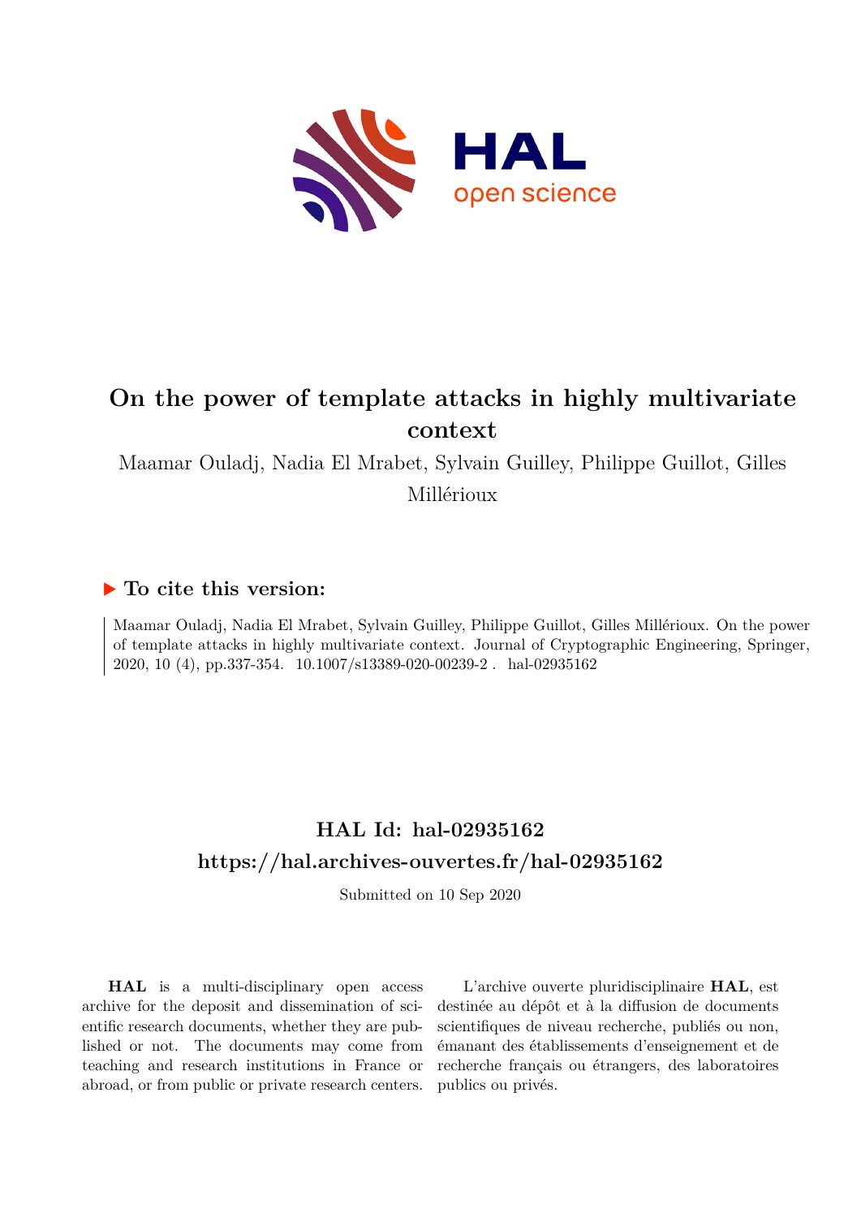# On the power of template attacks in highly multivariate context

Maamar Ouladj, Nadia El Mrabet, Sylvain Guilley, Philippe Guillot, Gilles Millérioux

## ▶ To cite this version:

Maamar Ouladj, Nadia El Mrabet, Sylvain Guilley, Philippe Guillot, Gilles Millérioux. On the power of template attacks in highly multivariate context. Journal of Cryptographic Engineering, Springer, 2020, 10 (4), pp.337-354. 10.1007/s13389-020-00239-2 . hal-02935162

## HAL Id: hal-02935162

## https://hal.archives-ouvertes.fr/hal-02935162

Submitted on 10 Sep 2020

**HAL** is a multi-disciplinary open access archive for the deposit and dissemination of scientific research documents, whether they are published or not. The documents may come from teaching and research institutions in France or abroad, or from public or private research centers.

L'archive ouverte pluridisciplinaire **HAL**, est destinée au dépôt et à la diffusion de documents scientifiques de niveau recherche, publiés ou non, émanant des établissements d'enseignement et de recherche français ou étrangers, des laboratoires publics ou privés.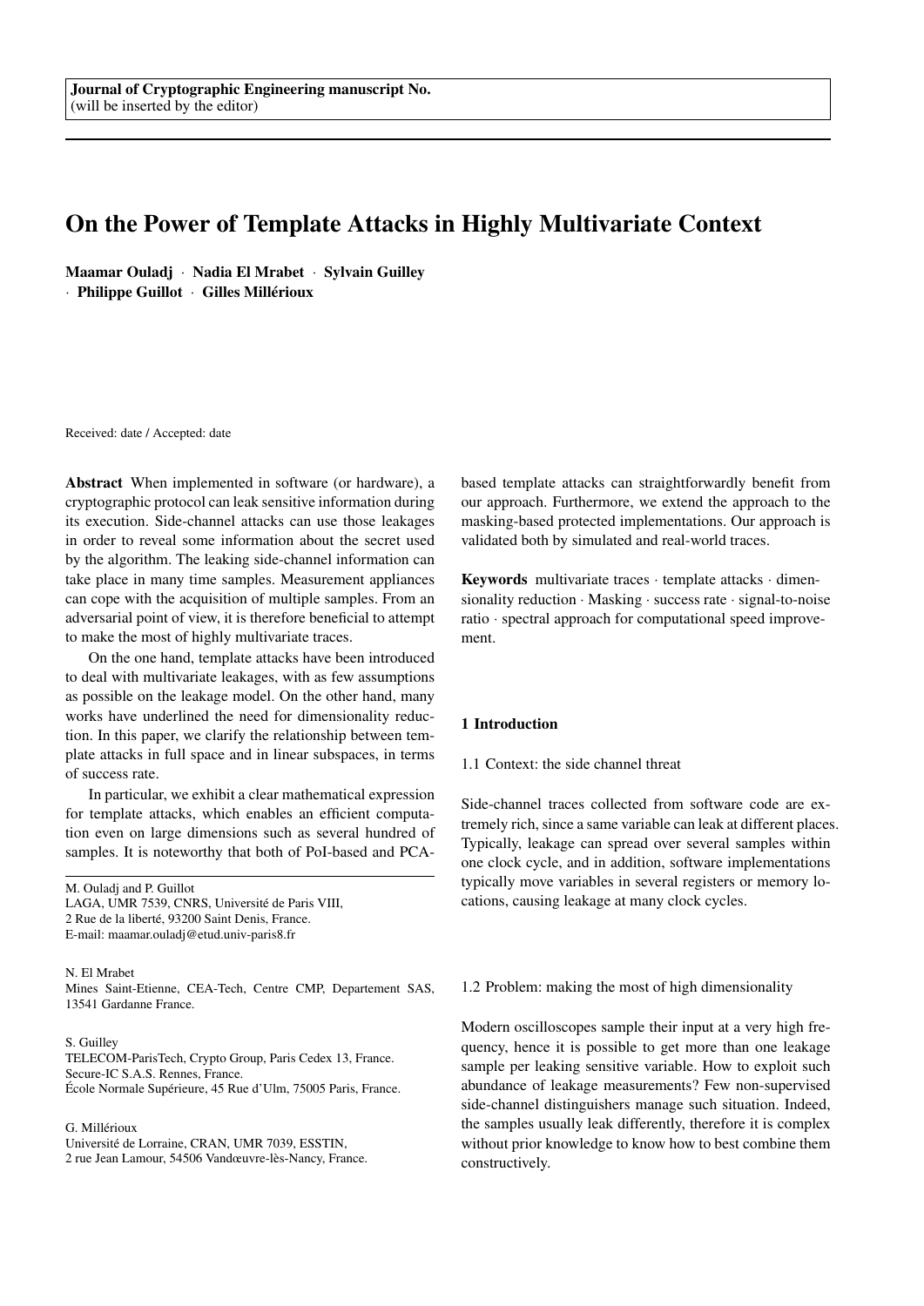Journal of Cryptographic Engineering manuscript No.
(will be inserted by the editor)

# On the Power of Template Attacks in Highly Multivariate Context

**Maamar Ouladj** · **Nadia El Mrabet** · **Sylvain Guilley** · **Philippe Guillot** · **Gilles Millérioux**

Received: date / Accepted: date

**Abstract** When implemented in software (or hardware), a cryptographic protocol can leak sensitive information during its execution. Side-channel attacks can use those leakages in order to reveal some information about the secret used by the algorithm. The leaking side-channel information can take place in many time samples. Measurement appliances can cope with the acquisition of multiple samples. From an adversarial point of view, it is therefore beneficial to attempt to make the most of highly multivariate traces.

On the one hand, template attacks have been introduced to deal with multivariate leakages, with as few assumptions as possible on the leakage model. On the other hand, many works have underlined the need for dimensionality reduction. In this paper, we clarify the relationship between template attacks in full space and in linear subspaces, in terms of success rate.

In particular, we exhibit a clear mathematical expression for template attacks, which enables an efficient computation even on large dimensions such as several hundred of samples. It is noteworthy that both of PoI-based and PCA-based template attacks can straightforwardly benefit from our approach. Furthermore, we extend the approach to the masking-based protected implementations. Our approach is validated both by simulated and real-world traces.

**Keywords** multivariate traces · template attacks · dimensionality reduction · Masking · success rate · signal-to-noise ratio · spectral approach for computational speed improvement.

M. Ouladj and P. Guillot
LAGA, UMR 7539, CNRS, Université de Paris VIII,
2 Rue de la liberté, 93200 Saint Denis, France.
E-mail: maamar.ouladj@etud.univ-paris8.fr

N. El Mrabet
Mines Saint-Etienne, CEA-Tech, Centre CMP, Departement SAS, 13541 Gardanne France.

S. Guilley
TELECOM-ParisTech, Crypto Group, Paris Cedex 13, France.
Secure-IC S.A.S. Rennes, France.
École Normale Supérieure, 45 Rue d'Ulm, 75005 Paris, France.

G. Millérioux
Université de Lorraine, CRAN, UMR 7039, ESSTIN,
2 rue Jean Lamour, 54506 Vandœuvre-lès-Nancy, France.

## 1 Introduction

### 1.1 Context: the side channel threat

Side-channel traces collected from software code are extremely rich, since a same variable can leak at different places. Typically, leakage can spread over several samples within one clock cycle, and in addition, software implementations typically move variables in several registers or memory locations, causing leakage at many clock cycles.

### 1.2 Problem: making the most of high dimensionality

Modern oscilloscopes sample their input at a very high frequency, hence it is possible to get more than one leakage sample per leaking sensitive variable. How to exploit such abundance of leakage measurements? Few non-supervised side-channel distinguishers manage such situation. Indeed, the samples usually leak differently, therefore it is complex without prior knowledge to know how to best combine them constructively.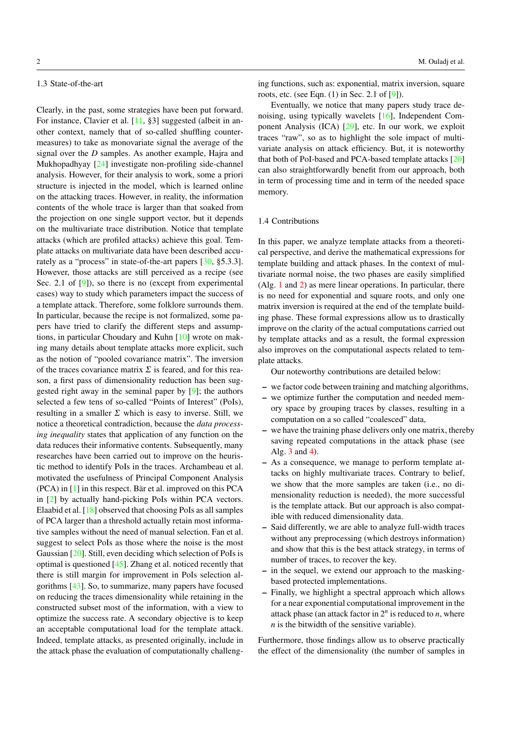### 1.3 State-of-the-art

Clearly, in the past, some strategies have been put forward. For instance, Clavier et al. [11, §3] suggested (albeit in another context, namely that of so-called shuffling countermeasures) to take as monovariate signal the average of the signal over the $D$ samples. As another example, Hajra and Mukhopadhyay [24] investigate non-profiling side-channel analysis. However, for their analysis to work, some a priori structure is injected in the model, which is learned online on the attacking traces. However, in reality, the information contents of the whole trace is larger than that soaked from the projection on one single support vector, but it depends on the multivariate trace distribution. Notice that template attacks (which are profiled attacks) achieve this goal. Template attacks on multivariate data have been described accurately as a "process" in state-of-the-art papers [30, §5.3.3]. However, those attacks are still perceived as a recipe (see Sec. 2.1 of [9]), so there is no (except from experimental cases) way to study which parameters impact the success of a template attack. Therefore, some folklore surrounds them. In particular, because the recipe is not formalized, some papers have tried to clarify the different steps and assumptions, in particular Choudary and Kuhn [10] wrote on making many details about template attacks more explicit, such as the notion of "pooled covariance matrix". The inversion of the traces covariance matrix $\Sigma$ is feared, and for this reason, a first pass of dimensionality reduction has been suggested right away in the seminal paper by [9]; the authors selected a few tens of so-called "Points of Interest" (PoIs), resulting in a smaller $\Sigma$ which is easy to inverse. Still, we notice a theoretical contradiction, because the *data processing inequality* states that application of any function on the data reduces their informative contents. Subsequently, many researches have been carried out to improve on the heuristic method to identify PoIs in the traces. Archambeau et al. motivated the usefulness of Principal Component Analysis (PCA) in [1] in this respect. Bär et al. improved on this PCA in [2] by actually hand-picking PoIs within PCA vectors. Elaabid et al. [18] observed that choosing PoIs as all samples of PCA larger than a threshold actually retain most informative samples without the need of manual selection. Fan et al. suggest to select PoIs as those where the noise is the most Gaussian [20]. Still, even deciding which selection of PoIs is optimal is questioned [45]. Zhang et al. noticed recently that there is still margin for improvement in PoIs selection algorithms [43]. So, to summarize, many papers have focused on reducing the traces dimensionality while retaining in the constructed subset most of the information, with a view to optimize the success rate. A secondary objective is to keep an acceptable computational load for the template attack. Indeed, template attacks, as presented originally, include in the attack phase the evaluation of computationally challenging functions, such as: exponential, matrix inversion, square roots, etc. (see Eqn. (1) in Sec. 2.1 of [9]).

Eventually, we notice that many papers study trace denoising, using typically wavelets [16], Independent Component Analysis (ICA) [29], etc. In our work, we exploit traces "raw", so as to highlight the sole impact of multivariate analysis on attack efficiency. But, it is noteworthy that both of PoI-based and PCA-based template attacks [20] can also straightforwardly benefit from our approach, both in term of processing time and in term of the needed space memory.

### 1.4 Contributions

In this paper, we analyze template attacks from a theoretical perspective, and derive the mathematical expressions for template building and attack phases. In the context of multivariate normal noise, the two phases are easily simplified (Alg. 1 and 2) as mere linear operations. In particular, there is no need for exponential and square roots, and only one matrix inversion is required at the end of the template building phase. These formal expressions allow us to drastically improve on the clarity of the actual computations carried out by template attacks and as a result, the formal expression also improves on the computational aspects related to template attacks.

Our noteworthy contributions are detailed below:

- we factor code between training and matching algorithms,
- we optimize further the computation and needed memory space by grouping traces by classes, resulting in a computation on a so called "coalesced" data,
- we have the training phase delivers only one matrix, thereby saving repeated computations in the attack phase (see Alg. 3 and 4).
- As a consequence, we manage to perform template attacks on highly multivariate traces. Contrary to belief, we show that the more samples are taken (i.e., no dimensionality reduction is needed), the more successful is the template attack. But our approach is also compatible with reduced dimensionality data.
- Said differently, we are able to analyze full-width traces without any preprocessing (which destroys information) and show that this is the best attack strategy, in terms of number of traces, to recover the key.
- in the sequel, we extend our approach to the masking-based protected implementations.
- Finally, we highlight a spectral approach which allows for a near exponential computational improvement in the attack phase (an attack factor in $2^n$ is reduced to $n$, where $n$ is the bitwidth of the sensitive variable).

Furthermore, those findings allow us to observe practically the effect of the dimensionality (the number of samples in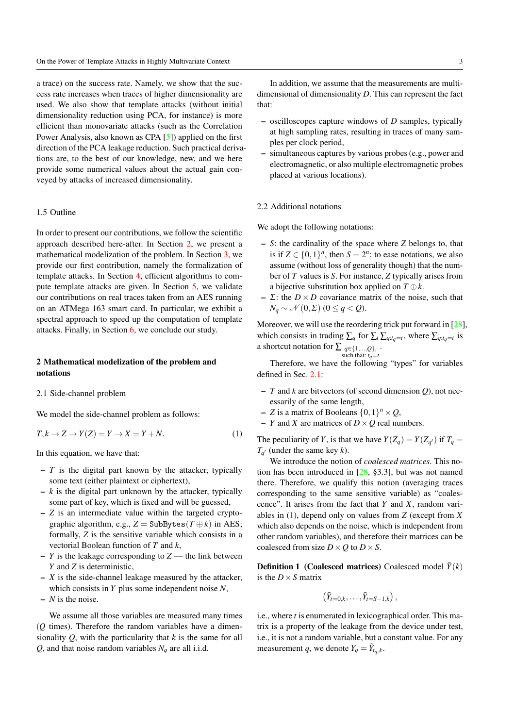a trace) on the success rate. Namely, we show that the success rate increases when traces of higher dimensionality are used. We also show that template attacks (without initial dimensionality reduction using PCA, for instance) is more efficient than monovariate attacks (such as the Correlation Power Analysis, also known as CPA [5]) applied on the first direction of the PCA leakage reduction. Such practical derivations are, to the best of our knowledge, new, and we here provide some numerical values about the actual gain conveyed by attacks of increased dimensionality.

### 1.5 Outline

In order to present our contributions, we follow the scientific approach described here-after. In Section 2, we present a mathematical modelization of the problem. In Section 3, we provide our first contribution, namely the formalization of template attacks. In Section 4, efficient algorithms to compute template attacks are given. In Section 5, we validate our contributions on real traces taken from an AES running on an ATMega 163 smart card. In particular, we exhibit a spectral approach to speed up the computation of template attacks. Finally, in Section 6, we conclude our study.

## 2 Mathematical modelization of the problem and notations

### 2.1 Side-channel problem

We model the side-channel problem as follows:

$$T, k \to Z \to Y(Z) = Y \to X = Y + N. \tag{1}$$

In this equation, we have that:

- $T$ is the digital part known by the attacker, typically some text (either plaintext or ciphertext),
- $k$ is the digital part unknown by the attacker, typically some part of key, which is fixed and will be guessed,
- $Z$ is an intermediate value within the targeted cryptographic algorithm, e.g., $Z = \texttt{SubBytes}(T \oplus k)$ in AES; formally, $Z$ is the sensitive variable which consists in a vectorial Boolean function of $T$ and $k$,
- $Y$ is the leakage corresponding to $Z$ — the link between $Y$ and $Z$ is deterministic,
- $X$ is the side-channel leakage measured by the attacker, which consists in $Y$ plus some independent noise $N$,
- $N$ is the noise.

We assume all those variables are measured many times ($Q$ times). Therefore the random variables have a dimensionality $Q$, with the particularity that $k$ is the same for all $Q$, and that noise random variables $N_q$ are all i.i.d.

In addition, we assume that the measurements are multi-dimensional of dimensionality $D$. This can represent the fact that:

- oscilloscopes capture windows of $D$ samples, typically at high sampling rates, resulting in traces of many samples per clock period,
- simultaneous captures by various probes (e.g., power and electromagnetic, or also multiple electromagnetic probes placed at various locations).

### 2.2 Additional notations

We adopt the following notations:

- $S$: the cardinality of the space where $Z$ belongs to, that is if $Z \in \{0,1\}^n$, then $S = 2^n$; to ease notations, we also assume (without loss of generality though) that the number of $T$ values is $S$. For instance, $Z$ typically arises from a bijective substitution box applied on $T \oplus k$.
- $\Sigma$: the $D \times D$ covariance matrix of the noise, such that $N_q \sim \mathcal{N}(0, \Sigma)$ $(0 \leq q < Q)$.

Moreover, we will use the reordering trick put forward in [28], which consists in trading $\sum_q$ for $\sum_t \sum_{q:t_q=t}$, where $\sum_{q:t_q=t}$ is a shortcut notation for $\sum_{\substack{q \in \{1,\ldots,Q\},\\ \text{such that: } t_q = t}}$.

Therefore, we have the following "types" for variables defined in Sec. 2.1:

- $T$ and $k$ are bitvectors (of second dimension $Q$), not necessarily of the same length,
- $Z$ is a matrix of Booleans $\{0,1\}^n \times Q$,
- $Y$ and $X$ are matrices of $D \times Q$ real numbers.

The peculiarity of $Y$, is that we have $Y(Z_q) = Y(Z_{q'})$ if $T_q = T_{q'}$ (under the same key $k$).

We introduce the notion of *coalesced matrices*. This notion has been introduced in [28, §3.3], but was not named there. Therefore, we qualify this notion (averaging traces corresponding to the same sensitive variable) as "coalescence". It arises from the fact that $Y$ and $X$, random variables in (1), depend only on values from $Z$ (except from $X$ which also depends on the noise, which is independent from other random variables), and therefore their matrices can be coalesced from size $D \times Q$ to $D \times S$.

**Definition 1 (Coalesced matrices)** Coalesced model $\tilde{Y}(k)$ is the $D \times S$ matrix

$$\left(\tilde{Y}_{t=0,k}, \ldots, \tilde{Y}_{t=S-1,k}\right),$$

i.e., where $t$ is enumerated in lexicographical order. This matrix is a property of the leakage from the device under test, i.e., it is not a random variable, but a constant value. For any measurement $q$, we denote $Y_q = \tilde{Y}_{t_q,k}$.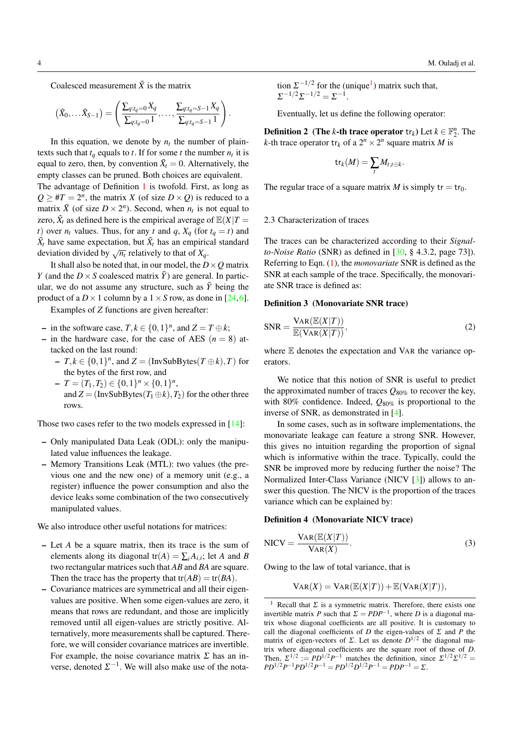Coalesced measurement $\tilde{X}$ is the matrix

$$
(\tilde{X}_0, \ldots \tilde{X}_{S-1}) = \left( \frac{\sum_{q:t_q=0} X_q}{\sum_{q:t_q=0} 1}, \ldots, \frac{\sum_{q:t_q=S-1} X_q}{\sum_{q:t_q=S-1} 1} \right).
$$

In this equation, we denote by $n_t$ the number of plaintexts such that $t_q$ equals to $t$. If for some $t$ the number $n_t$ it is equal to zero, then, by convention $\tilde{X}_t = 0$. Alternatively, the empty classes can be pruned. Both choices are equivalent.
The advantage of Definition 1 is twofold. First, as long as $Q \geq \#T = 2^n$, the matrix $X$ (of size $D \times Q$) is reduced to a matrix $\tilde{X}$ (of size $D \times 2^n$). Second, when $n_t$ is not equal to zero, $\tilde{X}_t$ as defined here is the empirical average of $\mathbb{E}(X|T = t)$ over $n_t$ values. Thus, for any $t$ and $q$, $X_q$ (for $t_q = t$) and $\tilde{X}_t$ have same expectation, but $\tilde{X}_t$ has an empirical standard deviation divided by $\sqrt{n_t}$ relatively to that of $X_q$.

It shall also be noted that, in our model, the $D \times Q$ matrix $Y$ (and the $D \times S$ coalesced matrix $\tilde{Y}$) are general. In particular, we do not assume any structure, such as $\tilde{Y}$ being the product of a $D \times 1$ column by a $1 \times S$ row, as done in [24,6].

Examples of $Z$ functions are given hereafter:

- in the software case, $T, k \in \{0,1\}^n$, and $Z = T \oplus k$;
- in the hardware case, for the case of AES ($n = 8$) attacked on the last round:
  - $T, k \in \{0,1\}^n$, and $Z = (\text{InvSubBytes}(T \oplus k), T)$ for the bytes of the first row, and
  - $T = (T_1, T_2) \in \{0,1\}^n \times \{0,1\}^n$, and $Z = (\text{InvSubBytes}(T_1 \oplus k), T_2)$ for the other three rows.

Those two cases refer to the two models expressed in [14]:

- Only manipulated Data Leak (ODL): only the manipulated value influences the leakage.
- Memory Transitions Leak (MTL): two values (the previous one and the new one) of a memory unit (e.g., a register) influence the power consumption and also the device leaks some combination of the two consecutively manipulated values.

We also introduce other useful notations for matrices:

- Let $A$ be a square matrix, then its trace is the sum of elements along its diagonal $\text{tr}(A) = \sum_i A_{i,i}$; let $A$ and $B$ two rectangular matrices such that $AB$ and $BA$ are square. Then the trace has the property that $\text{tr}(AB) = \text{tr}(BA)$.
- Covariance matrices are symmetrical and all their eigenvalues are positive. When some eigen-values are zero, it means that rows are redundant, and those are implicitly removed until all eigen-values are strictly positive. Alternatively, more measurements shall be captured. Therefore, we will consider covariance matrices are invertible. For example, the noise covariance matrix $\Sigma$ has an inverse, denoted $\Sigma^{-1}$. We will also make use of the notation $\Sigma^{-1/2}$ for the (unique[1]) matrix such that, $\Sigma^{-1/2}\Sigma^{-1/2} = \Sigma^{-1}$.

Eventually, let us define the following operator:

**Definition 2 (The $k$-th trace operator $\mathsf{tr}_k$)** Let $k \in \mathbb{F}_2^n$. The $k$-th trace operator $\mathsf{tr}_k$ of a $2^n \times 2^n$ square matrix $M$ is

$$
\mathsf{tr}_k(M) = \sum_t M_{t,t \oplus k}.
$$

The regular trace of a square matrix $M$ is simply $\mathsf{tr} = \mathsf{tr}_0$.

### 2.3 Characterization of traces

The traces can be characterized according to their *Signal-to-Noise Ratio* (SNR) as defined in [30, § 4.3.2, page 73]). Referring to Eqn. (1), the *monovariate* SNR is defined as the SNR at each sample of the trace. Specifically, the monovariate SNR trace is defined as:

**Definition 3 (Monovariate SNR trace)**

$$
\text{SNR} = \frac{\text{VAR}(\mathbb{E}(X|T))}{\mathbb{E}(\text{VAR}(X|T))}, \tag{2}
$$

where $\mathbb{E}$ denotes the expectation and VAR the variance operators.

We notice that this notion of SNR is useful to predict the approximated number of traces $Q_{80\%}$ to recover the key, with 80% confidence. Indeed, $Q_{80\%}$ is proportional to the inverse of SNR, as demonstrated in [4].

In some cases, such as in software implementations, the monovariate leakage can feature a strong SNR. However, this gives no intuition regarding the proportion of signal which is informative within the trace. Typically, could the SNR be improved more by reducing further the noise? The Normalized Inter-Class Variance (NICV [3]) allows to answer this question. The NICV is the proportion of the traces variance which can be explained by:

**Definition 4 (Monovariate NICV trace)**

$$
\text{NICV} = \frac{\text{VAR}(\mathbb{E}(X|T))}{\text{VAR}(X)}. \tag{3}
$$

Owing to the law of total variance, that is

$$
\text{VAR}(X) = \text{VAR}(\mathbb{E}(X|T)) + \mathbb{E}(\text{VAR}(X|T)),
$$

[1] Recall that $\Sigma$ is a symmetric matrix. Therefore, there exists one invertible matrix $P$ such that $\Sigma = PDP^{-1}$, where $D$ is a diagonal matrix whose diagonal coefficients are all positive. It is customary to call the diagonal coefficients of $D$ the eigen-values of $\Sigma$ and $P$ the matrix of eigen-vectors of $\Sigma$. Let us denote $D^{1/2}$ the diagonal matrix where diagonal coefficients are the square root of those of $D$. Then, $\Sigma^{1/2} := PD^{1/2}P^{-1}$ matches the definition, since $\Sigma^{1/2}\Sigma^{1/2} = PD^{1/2}P^{-1}PD^{1/2}P^{-1} = PD^{1/2}D^{1/2}P^{-1} = PDP^{-1} = \Sigma$.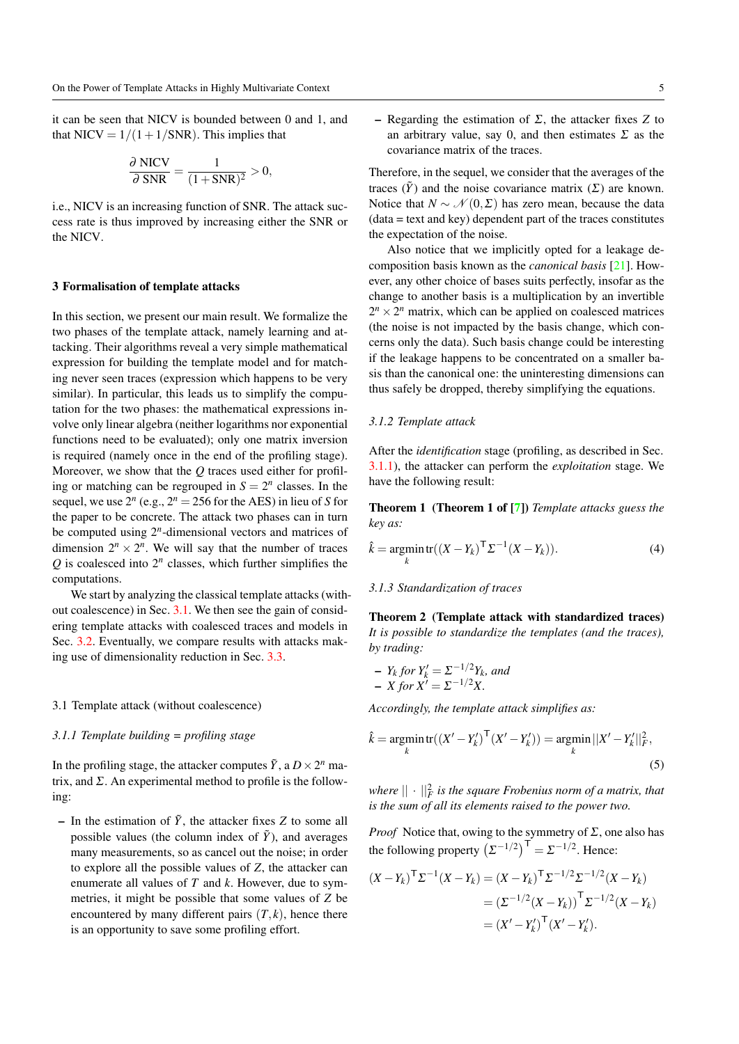it can be seen that NICV is bounded between 0 and 1, and that $\text{NICV} = 1/(1+1/\text{SNR})$. This implies that

$$\frac{\partial \text{ NICV}}{\partial \text{ SNR}} = \frac{1}{(1+\text{SNR})^2} > 0,$$

i.e., NICV is an increasing function of SNR. The attack success rate is thus improved by increasing either the SNR or the NICV.

## 3 Formalisation of template attacks

In this section, we present our main result. We formalize the two phases of the template attack, namely learning and attacking. Their algorithms reveal a very simple mathematical expression for building the template model and for matching never seen traces (expression which happens to be very similar). In particular, this leads us to simplify the computation for the two phases: the mathematical expressions involve only linear algebra (neither logarithms nor exponential functions need to be evaluated); only one matrix inversion is required (namely once in the end of the profiling stage). Moreover, we show that the $Q$ traces used either for profiling or matching can be regrouped in $S = 2^n$ classes. In the sequel, we use $2^n$ (e.g., $2^n = 256$ for the AES) in lieu of $S$ for the paper to be concrete. The attack two phases can in turn be computed using $2^n$-dimensional vectors and matrices of dimension $2^n \times 2^n$. We will say that the number of traces $Q$ is coalesced into $2^n$ classes, which further simplifies the computations.

We start by analyzing the classical template attacks (without coalescence) in Sec. 3.1. We then see the gain of considering template attacks with coalesced traces and models in Sec. 3.2. Eventually, we compare results with attacks making use of dimensionality reduction in Sec. 3.3.

### 3.1 Template attack (without coalescence)

#### 3.1.1 Template building = profiling stage

In the profiling stage, the attacker computes $\tilde{Y}$, a $D \times 2^n$ matrix, and $\Sigma$. An experimental method to profile is the following:

- In the estimation of $\tilde{Y}$, the attacker fixes $Z$ to some all possible values (the column index of $\tilde{Y}$), and averages many measurements, so as cancel out the noise; in order to explore all the possible values of $Z$, the attacker can enumerate all values of $T$ and $k$. However, due to symmetries, it might be possible that some values of $Z$ be encountered by many different pairs $(T,k)$, hence there is an opportunity to save some profiling effort.
- Regarding the estimation of $\Sigma$, the attacker fixes $Z$ to an arbitrary value, say 0, and then estimates $\Sigma$ as the covariance matrix of the traces.

Therefore, in the sequel, we consider that the averages of the traces ($\tilde{Y}$) and the noise covariance matrix ($\Sigma$) are known. Notice that $N \sim \mathcal{N}(0,\Sigma)$ has zero mean, because the data (data = text and key) dependent part of the traces constitutes the expectation of the noise.

Also notice that we implicitly opted for a leakage decomposition basis known as the *canonical basis* [21]. However, any other choice of bases suits perfectly, insofar as the change to another basis is a multiplication by an invertible $2^n \times 2^n$ matrix, which can be applied on coalesced matrices (the noise is not impacted by the basis change, which concerns only the data). Such basis change could be interesting if the leakage happens to be concentrated on a smaller basis than the canonical one: the uninteresting dimensions can thus safely be dropped, thereby simplifying the equations.

#### 3.1.2 Template attack

After the *identification* stage (profiling, as described in Sec. 3.1.1), the attacker can perform the *exploitation* stage. We have the following result:

**Theorem 1 (Theorem 1 of [7])** *Template attacks guess the key as:*

$$\hat{k} = \operatorname*{argmin}_k \operatorname{tr}((X-Y_k)^\mathsf{T}\Sigma^{-1}(X-Y_k)). \tag{4}$$

#### 3.1.3 Standardization of traces

**Theorem 2 (Template attack with standardized traces)** *It is possible to standardize the templates (and the traces), by trading:*

- *$Y_k$ for $Y'_k = \Sigma^{-1/2}Y_k$, and*
- *$X$ for $X' = \Sigma^{-1/2}X$.*

*Accordingly, the template attack simplifies as:*

$$\hat{k} = \operatorname*{argmin}_k \operatorname{tr}((X'-Y'_k)^\mathsf{T}(X'-Y'_k)) = \operatorname*{argmin}_k ||X'-Y'_k||_F^2, \tag{5}$$

*where $||\cdot||_F^2$ is the square Frobenius norm of a matrix, that is the sum of all its elements raised to the power two.*

*Proof* Notice that, owing to the symmetry of $\Sigma$, one also has the following property $\left(\Sigma^{-1/2}\right)^\mathsf{T} = \Sigma^{-1/2}$. Hence:

$$\begin{aligned}(X-Y_k)^\mathsf{T}\Sigma^{-1}(X-Y_k) &= (X-Y_k)^\mathsf{T}\Sigma^{-1/2}\Sigma^{-1/2}(X-Y_k)\\ &= \left(\Sigma^{-1/2}(X-Y_k)\right)^\mathsf{T}\Sigma^{-1/2}(X-Y_k)\\ &= (X'-Y'_k)^\mathsf{T}(X'-Y'_k).\end{aligned}$$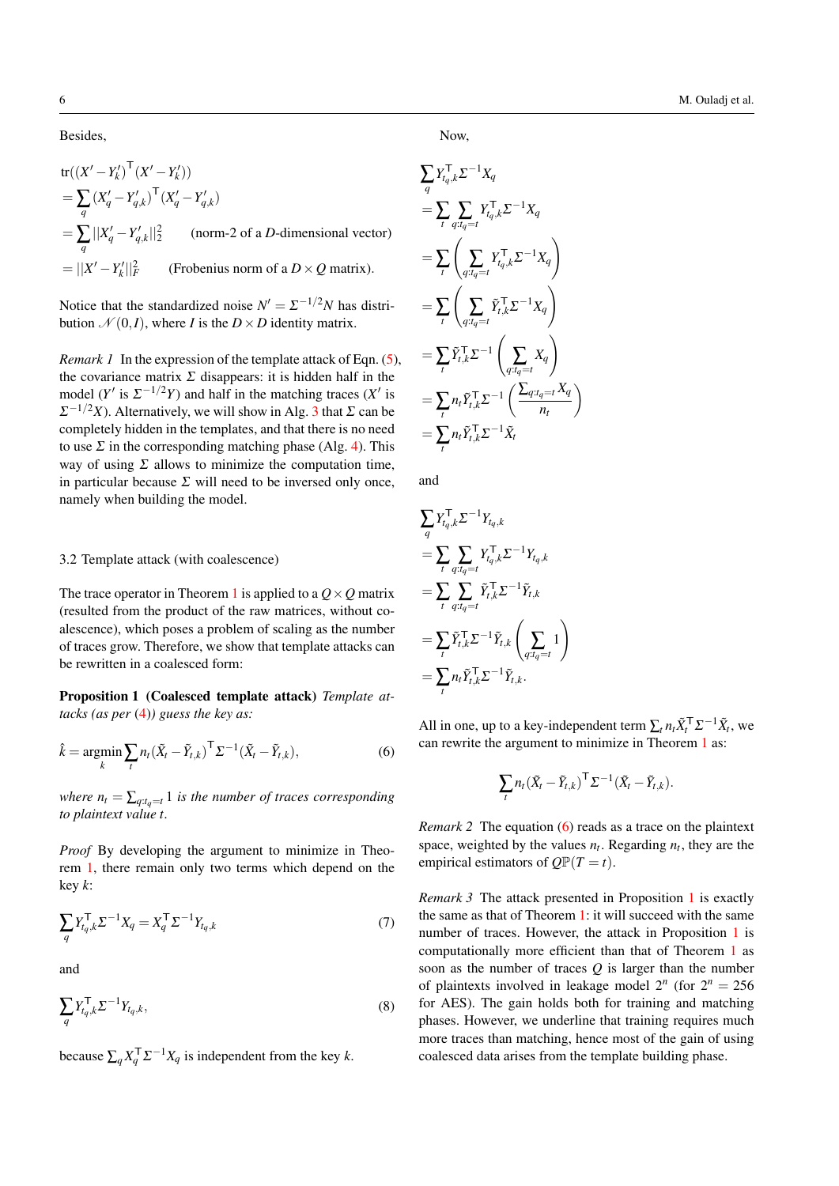Besides,

$$
\begin{aligned}
&\operatorname{tr}((X' - Y'_k)^\mathsf{T}(X' - Y'_k)) \\
&= \sum_q (X'_q - Y'_{q,k})^\mathsf{T}(X'_q - Y'_{q,k}) \\
&= \sum_q ||X'_q - Y'_{q,k}||_2^2 \qquad \text{(norm-2 of a } D\text{-dimensional vector)} \\
&= ||X' - Y'_k||_F^2 \qquad \text{(Frobenius norm of a } D \times Q \text{ matrix).}
\end{aligned}
$$

Notice that the standardized noise $N' = \Sigma^{-1/2}N$ has distribution $\mathcal{N}(0, I)$, where $I$ is the $D \times D$ identity matrix.

*Remark 1* In the expression of the template attack of Eqn. (5), the covariance matrix $\Sigma$ disappears: it is hidden half in the model ($Y'$ is $\Sigma^{-1/2}Y$) and half in the matching traces ($X'$ is $\Sigma^{-1/2}X$). Alternatively, we will show in Alg. 3 that $\Sigma$ can be completely hidden in the templates, and that there is no need to use $\Sigma$ in the corresponding matching phase (Alg. 4). This way of using $\Sigma$ allows to minimize the computation time, in particular because $\Sigma$ will need to be inversed only once, namely when building the model.

### 3.2 Template attack (with coalescence)

The trace operator in Theorem 1 is applied to a $Q \times Q$ matrix (resulted from the product of the raw matrices, without coalescence), which poses a problem of scaling as the number of traces grow. Therefore, we show that template attacks can be rewritten in a coalesced form:

**Proposition 1 (Coalesced template attack)** *Template attacks (as per (4)) guess the key as:*

$$
\hat{k} = \operatorname*{argmin}_k \sum_t n_t (\tilde{X}_t - \tilde{Y}_{t,k})^\mathsf{T} \Sigma^{-1} (\tilde{X}_t - \tilde{Y}_{t,k}), \tag{6}
$$

*where $n_t = \sum_{q:t_q=t} 1$ is the number of traces corresponding to plaintext value $t$.*

*Proof* By developing the argument to minimize in Theorem 1, there remain only two terms which depend on the key $k$:

$$
\sum_q Y_{t_q,k}^\mathsf{T} \Sigma^{-1} X_q = X_q^\mathsf{T} \Sigma^{-1} Y_{t_q,k} \tag{7}
$$

and

$$
\sum_q Y_{t_q,k}^\mathsf{T} \Sigma^{-1} Y_{t_q,k}, \tag{8}
$$

because $\sum_q X_q^\mathsf{T} \Sigma^{-1} X_q$ is independent from the key $k$.

Now,

$$
\begin{aligned}
&\sum_q Y_{t_q,k}^\mathsf{T} \Sigma^{-1} X_q \\
&= \sum_t \sum_{q:t_q=t} Y_{t_q,k}^\mathsf{T} \Sigma^{-1} X_q \\
&= \sum_t \left( \sum_{q:t_q=t} Y_{t_q,k}^\mathsf{T} \Sigma^{-1} X_q \right) \\
&= \sum_t \left( \sum_{q:t_q=t} \tilde{Y}_{t,k}^\mathsf{T} \Sigma^{-1} X_q \right) \\
&= \sum_t \tilde{Y}_{t,k}^\mathsf{T} \Sigma^{-1} \left( \sum_{q:t_q=t} X_q \right) \\
&= \sum_t n_t \tilde{Y}_{t,k}^\mathsf{T} \Sigma^{-1} \left( \frac{\sum_{q:t_q=t} X_q}{n_t} \right) \\
&= \sum_t n_t \tilde{Y}_{t,k}^\mathsf{T} \Sigma^{-1} \tilde{X}_t
\end{aligned}
$$

and

$$
\begin{aligned}
&\sum_q Y_{t_q,k}^\mathsf{T} \Sigma^{-1} Y_{t_q,k} \\
&= \sum_t \sum_{q:t_q=t} Y_{t_q,k}^\mathsf{T} \Sigma^{-1} Y_{t_q,k} \\
&= \sum_t \sum_{q:t_q=t} \tilde{Y}_{t,k}^\mathsf{T} \Sigma^{-1} \tilde{Y}_{t,k} \\
&= \sum_t \tilde{Y}_{t,k}^\mathsf{T} \Sigma^{-1} \tilde{Y}_{t,k} \left( \sum_{q:t_q=t} 1 \right) \\
&= \sum_t n_t \tilde{Y}_{t,k}^\mathsf{T} \Sigma^{-1} \tilde{Y}_{t,k}.
\end{aligned}
$$

All in one, up to a key-independent term $\sum_t n_t \tilde{X}_t^\mathsf{T} \Sigma^{-1} \tilde{X}_t$, we can rewrite the argument to minimize in Theorem 1 as:

$$
\sum_t n_t (\tilde{X}_t - \tilde{Y}_{t,k})^\mathsf{T} \Sigma^{-1} (\tilde{X}_t - \tilde{Y}_{t,k}).
$$

*Remark 2* The equation (6) reads as a trace on the plaintext space, weighted by the values $n_t$. Regarding $n_t$, they are the empirical estimators of $Q\mathbb{P}(T = t)$.

*Remark 3* The attack presented in Proposition 1 is exactly the same as that of Theorem 1: it will succeed with the same number of traces. However, the attack in Proposition 1 is computationally more efficient than that of Theorem 1 as soon as the number of traces $Q$ is larger than the number of plaintexts involved in leakage model $2^n$ (for $2^n = 256$ for AES). The gain holds both for training and matching phases. However, we underline that training requires much more traces than matching, hence most of the gain of using coalesced data arises from the template building phase.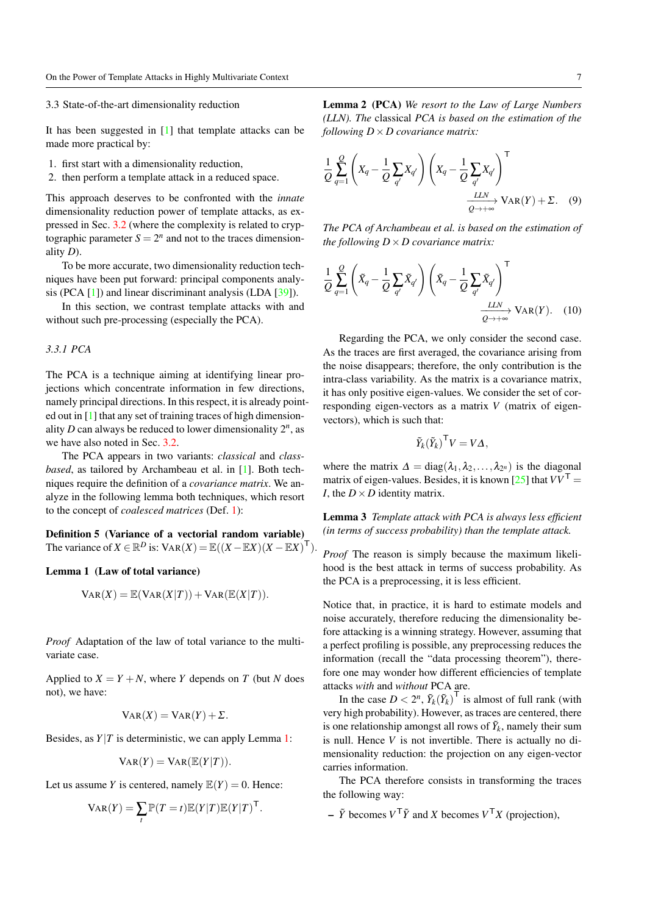### 3.3 State-of-the-art dimensionality reduction

It has been suggested in [1] that template attacks can be made more practical by:

1. first start with a dimensionality reduction,
2. then perform a template attack in a reduced space.

This approach deserves to be confronted with the *innate* dimensionality reduction power of template attacks, as expressed in Sec. 3.2 (where the complexity is related to cryptographic parameter $S = 2^n$ and not to the traces dimensionality $D$).

To be more accurate, two dimensionality reduction techniques have been put forward: principal components analysis (PCA [1]) and linear discriminant analysis (LDA [39]).

In this section, we contrast template attacks with and without such pre-processing (especially the PCA).

#### *3.3.1 PCA*

The PCA is a technique aiming at identifying linear projections which concentrate information in few directions, namely principal directions. In this respect, it is already pointed out in [1] that any set of training traces of high dimensionality $D$ can always be reduced to lower dimensionality $2^n$, as we have also noted in Sec. 3.2.

The PCA appears in two variants: *classical* and *class-based*, as tailored by Archambeau et al. in [1]. Both techniques require the definition of a *covariance matrix*. We analyze in the following lemma both techniques, which resort to the concept of *coalesced matrices* (Def. 1):

**Definition 5 (Variance of a vectorial random variable)** The variance of $X \in \mathbb{R}^D$ is: $\mathrm{VAR}(X) = \mathbb{E}((X - \mathbb{E}X)(X - \mathbb{E}X)^{\mathsf{T}})$.

**Lemma 1 (Law of total variance)**

$$\mathrm{VAR}(X) = \mathbb{E}(\mathrm{VAR}(X|T)) + \mathrm{VAR}(\mathbb{E}(X|T)).$$

*Proof* Adaptation of the law of total variance to the multivariate case.

Applied to $X = Y + N$, where $Y$ depends on $T$ (but $N$ does not), we have:

$$\mathrm{VAR}(X) = \mathrm{VAR}(Y) + \Sigma.$$

Besides, as $Y|T$ is deterministic, we can apply Lemma 1:

$$\mathrm{VAR}(Y) = \mathrm{VAR}(\mathbb{E}(Y|T)).$$

Let us assume $Y$ is centered, namely $\mathbb{E}(Y) = 0$. Hence:

$$\mathrm{VAR}(Y) = \sum_t \mathbb{P}(T = t)\mathbb{E}(Y|T)\mathbb{E}(Y|T)^{\mathsf{T}}.$$

**Lemma 2 (PCA)** *We resort to the Law of Large Numbers (LLN). The* classical *PCA is based on the estimation of the following $D \times D$ covariance matrix:*

$$\frac{1}{Q}\sum_{q=1}^{Q}\left(X_q - \frac{1}{Q}\sum_{q'} X_{q'}\right)\left(X_q - \frac{1}{Q}\sum_{q'} X_{q'}\right)^{\mathsf{T}} \xrightarrow[Q \to +\infty]{LLN} \mathrm{VAR}(Y) + \Sigma. \quad (9)$$

*The PCA of Archambeau et al. is based on the estimation of the following $D \times D$ covariance matrix:*

$$\frac{1}{Q}\sum_{q=1}^{Q}\left(\tilde{X}_q - \frac{1}{Q}\sum_{q'} \tilde{X}_{q'}\right)\left(\tilde{X}_q - \frac{1}{Q}\sum_{q'} \tilde{X}_{q'}\right)^{\mathsf{T}} \xrightarrow[Q \to +\infty]{LLN} \mathrm{VAR}(Y). \quad (10)$$

Regarding the PCA, we only consider the second case. As the traces are first averaged, the covariance arising from the noise disappears; therefore, the only contribution is the intra-class variability. As the matrix is a covariance matrix, it has only positive eigen-values. We consider the set of corresponding eigen-vectors as a matrix $V$ (matrix of eigen-vectors), which is such that:

$$\tilde{Y}_k(\tilde{Y}_k)^{\mathsf{T}} V = V\Delta,$$

where the matrix $\Delta = \mathrm{diag}(\lambda_1, \lambda_2, \ldots, \lambda_{2^n})$ is the diagonal matrix of eigen-values. Besides, it is known [25] that $VV^{\mathsf{T}} = I$, the $D \times D$ identity matrix.

**Lemma 3** *Template attack with PCA is always less efficient (in terms of success probability) than the template attack.*

*Proof* The reason is simply because the maximum likelihood is the best attack in terms of success probability. As the PCA is a preprocessing, it is less efficient.

Notice that, in practice, it is hard to estimate models and noise accurately, therefore reducing the dimensionality before attacking is a winning strategy. However, assuming that a perfect profiling is possible, any preprocessing reduces the information (recall the "data processing theorem"), therefore one may wonder how different efficiencies of template attacks *with* and *without* PCA are.

In the case $D < 2^n$, $\tilde{Y}_k(\tilde{Y}_k)^{\mathsf{T}}$ is almost of full rank (with very high probability). However, as traces are centered, there is one relationship amongst all rows of $\tilde{Y}_k$, namely their sum is null. Hence $V$ is not invertible. There is actually no dimensionality reduction: the projection on any eigen-vector carries information.

The PCA therefore consists in transforming the traces the following way:

- $\tilde{Y}$ becomes $V^{\mathsf{T}}\tilde{Y}$ and $X$ becomes $V^{\mathsf{T}}X$ (projection),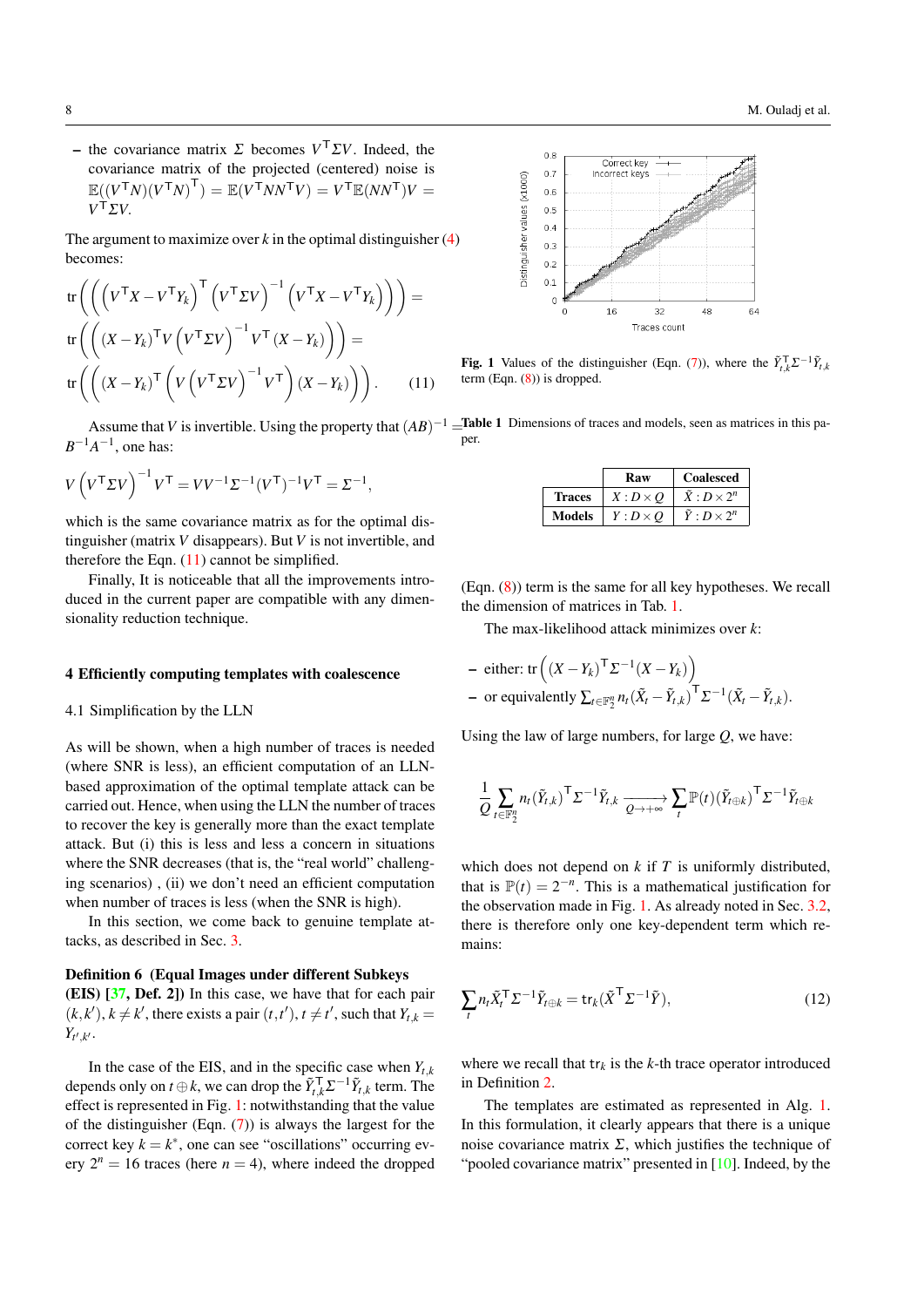– the covariance matrix $\Sigma$ becomes $V^\mathsf{T}\Sigma V$. Indeed, the covariance matrix of the projected (centered) noise is $\mathbb{E}((V^\mathsf{T}N)(V^\mathsf{T}N)^\mathsf{T}) = \mathbb{E}(V^\mathsf{T}NN^\mathsf{T}V) = V^\mathsf{T}\mathbb{E}(NN^\mathsf{T})V = V^\mathsf{T}\Sigma V$.

The argument to maximize over $k$ in the optimal distinguisher (4) becomes:

$$\begin{aligned}
&\operatorname{tr}\left(\left(\left(V^\mathsf{T}X - V^\mathsf{T}Y_k\right)^\mathsf{T}\left(V^\mathsf{T}\Sigma V\right)^{-1}\left(V^\mathsf{T}X - V^\mathsf{T}Y_k\right)\right)\right) = \\
&\operatorname{tr}\left(\left((X-Y_k)^\mathsf{T}V\left(V^\mathsf{T}\Sigma V\right)^{-1}V^\mathsf{T}(X-Y_k)\right)\right) = \\
&\operatorname{tr}\left(\left((X-Y_k)^\mathsf{T}\left(V\left(V^\mathsf{T}\Sigma V\right)^{-1}V^\mathsf{T}\right)(X-Y_k)\right)\right). \qquad (11)
\end{aligned}$$

Assume that $V$ is invertible. Using the property that $(AB)^{-1} = B^{-1}A^{-1}$, one has:

$$V\left(V^\mathsf{T}\Sigma V\right)^{-1}V^\mathsf{T} = VV^{-1}\Sigma^{-1}(V^\mathsf{T})^{-1}V^\mathsf{T} = \Sigma^{-1},$$

which is the same covariance matrix as for the optimal distinguisher (matrix $V$ disappears). But $V$ is not invertible, and therefore the Eqn. (11) cannot be simplified.

Finally, It is noticeable that all the improvements introduced in the current paper are compatible with any dimensionality reduction technique.

## 4 Efficiently computing templates with coalescence

### 4.1 Simplification by the LLN

As will be shown, when a high number of traces is needed (where SNR is less), an efficient computation of an LLN-based approximation of the optimal template attack can be carried out. Hence, when using the LLN the number of traces to recover the key is generally more than the exact template attack. But (i) this is less and less a concern in situations where the SNR decreases (that is, the "real world" challenging scenarios) , (ii) we don't need an efficient computation when number of traces is less (when the SNR is high).

In this section, we come back to genuine template attacks, as described in Sec. 3.

**Definition 6 (Equal Images under different Subkeys (EIS) [37, Def. 2])** In this case, we have that for each pair $(k,k')$, $k \neq k'$, there exists a pair $(t,t')$, $t \neq t'$, such that $Y_{t,k} = Y_{t',k'}$.

In the case of the EIS, and in the specific case when $Y_{t,k}$ depends only on $t \oplus k$, we can drop the $\tilde{Y}_{t,k}^\mathsf{T}\Sigma^{-1}\tilde{Y}_{t,k}$ term. The effect is represented in Fig. 1: notwithstanding that the value of the distinguisher (Eqn. (7)) is always the largest for the correct key $k = k^*$, one can see "oscillations" occurring every $2^n = 16$ traces (here $n = 4$), where indeed the dropped (Eqn. (8)) term is the same for all key hypotheses. We recall the dimension of matrices in Tab. 1.

**Fig. 1** Values of the distinguisher (Eqn. (7)), where the $\tilde{Y}_{t,k}^\mathsf{T}\Sigma^{-1}\tilde{Y}_{t,k}$ term (Eqn. (8)) is dropped.

**Table 1** Dimensions of traces and models, seen as matrices in this paper.

| | Raw | Coalesced |
|---|---|---|
| **Traces** | $X : D \times Q$ | $\tilde{X} : D \times 2^n$ |
| **Models** | $Y : D \times Q$ | $\tilde{Y} : D \times 2^n$ |

The max-likelihood attack minimizes over $k$:

– either: $\operatorname{tr}\left((X-Y_k)^\mathsf{T}\Sigma^{-1}(X-Y_k)\right)$
– or equivalently $\sum_{t\in\mathbb{F}_2^n} n_t(\tilde{X}_t - \tilde{Y}_{t,k})^\mathsf{T}\Sigma^{-1}(\tilde{X}_t - \tilde{Y}_{t,k})$.

Using the law of large numbers, for large $Q$, we have:

$$\frac{1}{Q}\sum_{t\in\mathbb{F}_2^n} n_t(\tilde{Y}_{t,k})^\mathsf{T}\Sigma^{-1}\tilde{Y}_{t,k} \xrightarrow[Q\to+\infty]{} \sum_t \mathbb{P}(t)(\tilde{Y}_{t\oplus k})^\mathsf{T}\Sigma^{-1}\tilde{Y}_{t\oplus k}$$

which does not depend on $k$ if $T$ is uniformly distributed, that is $\mathbb{P}(t) = 2^{-n}$. This is a mathematical justification for the observation made in Fig. 1. As already noted in Sec. 3.2, there is therefore only one key-dependent term which remains:

$$\sum_t n_t\tilde{X}_t^\mathsf{T}\Sigma^{-1}\tilde{Y}_{t\oplus k} = \operatorname{tr}_k(\tilde{X}^\mathsf{T}\Sigma^{-1}\tilde{Y}), \qquad (12)$$

where we recall that $\operatorname{tr}_k$ is the $k$-th trace operator introduced in Definition 2.

The templates are estimated as represented in Alg. 1. In this formulation, it clearly appears that there is a unique noise covariance matrix $\Sigma$, which justifies the technique of "pooled covariance matrix" presented in [10]. Indeed, by the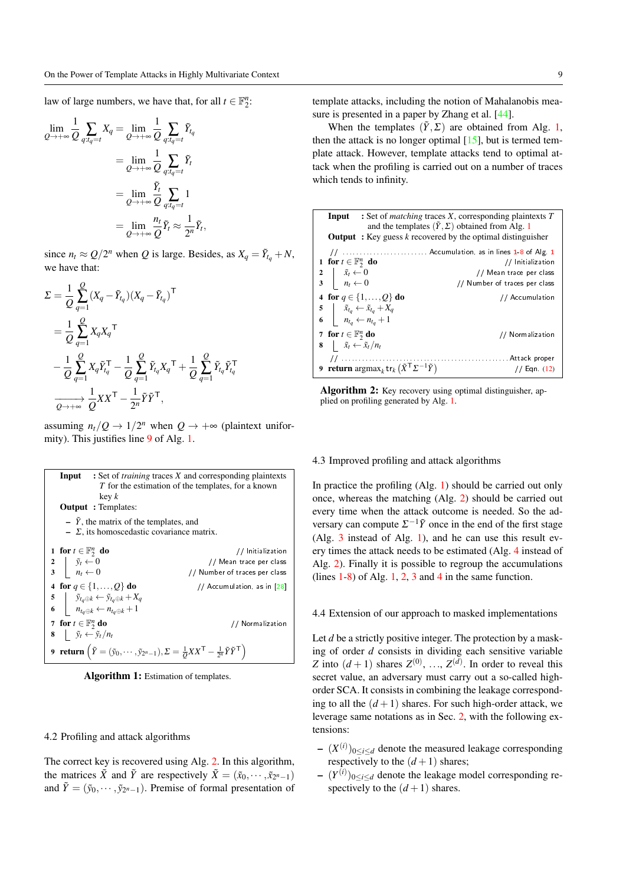law of large numbers, we have that, for all $t \in \mathbb{F}_2^n$:

$$
\begin{aligned}
\lim_{Q\to+\infty} \frac{1}{Q}\sum_{q:t_q=t} X_q &= \lim_{Q\to+\infty} \frac{1}{Q}\sum_{q:t_q=t} \tilde{Y}_{t_q} \\
&= \lim_{Q\to+\infty} \frac{1}{Q}\sum_{q:t_q=t} \tilde{Y}_t \\
&= \lim_{Q\to+\infty} \frac{\tilde{Y}_t}{Q}\sum_{q:t_q=t} 1 \\
&= \lim_{Q\to+\infty} \frac{n_t}{Q}\tilde{Y}_t \approx \frac{1}{2^n}\tilde{Y}_t,
\end{aligned}
$$

since $n_t \approx Q/2^n$ when $Q$ is large. Besides, as $X_q = \tilde{Y}_{t_q} + N$, we have that:

$$
\begin{aligned}
\Sigma &= \frac{1}{Q}\sum_{q=1}^{Q}(X_q - \tilde{Y}_{t_q})(X_q - \tilde{Y}_{t_q})^{\mathsf{T}} \\
&= \frac{1}{Q}\sum_{q=1}^{Q} X_q X_q^{\mathsf{T}} \\
&\quad - \frac{1}{Q}\sum_{q=1}^{Q} X_q \tilde{Y}_{t_q}^{\mathsf{T}} - \frac{1}{Q}\sum_{q=1}^{Q} \tilde{Y}_{t_q} X_q^{\mathsf{T}} + \frac{1}{Q}\sum_{q=1}^{Q} \tilde{Y}_{t_q}\tilde{Y}_{t_q}^{\mathsf{T}} \\
&\xrightarrow[Q\to+\infty]{} \frac{1}{Q}XX^{\mathsf{T}} - \frac{1}{2^n}\tilde{Y}\tilde{Y}^{\mathsf{T}},
\end{aligned}
$$

assuming $n_t/Q \to 1/2^n$ when $Q \to +\infty$ (plaintext uniformity). This justifies line 9 of Alg. 1.

```
Input  : Set of training traces X and corresponding plaintexts
         T for the estimation of the templates, for a known
         key k
Output : Templates:
         – Ỹ, the matrix of the templates, and
         – Σ, its homoscedastic covariance matrix.

1 for t ∈ F_2^n do                          // Initialization
2 |   ỹ_t ← 0                              // Mean trace per class
3 |   n_t ← 0                              // Number of traces per class
4 for q ∈ {1,...,Q} do                     // Accumulation, as in [28]
5 |   ỹ_{t_q⊕k} ← ỹ_{t_q⊕k} + X_q
6 |   n_{t_q⊕k} ← n_{t_q⊕k} + 1
7 for t ∈ F_2^n do                          // Normalization
8 |   ỹ_t ← ỹ_t / n_t
9 return ( Ỹ = (ỹ_0, ..., ỹ_{2^n−1}), Σ = (1/Q) X X^T − (1/2^n) Ỹ Ỹ^T )
```

**Algorithm 1:** Estimation of templates.

### 4.2 Profiling and attack algorithms

The correct key is recovered using Alg. 2. In this algorithm, the matrices $\tilde{X}$ and $\tilde{Y}$ are respectively $\tilde{X} = (\tilde{x}_0, \cdots, \tilde{x}_{2^n-1})$ and $\tilde{Y} = (\tilde{y}_0, \cdots, \tilde{y}_{2^n-1})$. Premise of formal presentation of template attacks, including the notion of Mahalanobis measure is presented in a paper by Zhang et al. [44].

When the templates $(\tilde{Y}, \Sigma)$ are obtained from Alg. 1, then the attack is no longer optimal [15], but is termed template attack. However, template attacks tend to optimal attack when the profiling is carried out on a number of traces which tends to infinity.

```
Input  : Set of matching traces X, corresponding plaintexts T
         and the templates (Ỹ, Σ) obtained from Alg. 1
Output : Key guess k recovered by the optimal distinguisher

// ........................ Accumulation, as in lines 1-8 of Alg. 1
1 for t ∈ F_2^n do                          // Initialization
2 |   x̃_t ← 0                              // Mean trace per class
3 |   n_t ← 0                              // Number of traces per class
4 for q ∈ {1,...,Q} do                     // Accumulation
5 |   x̃_{t_q} ← x̃_{t_q} + X_q
6 |   n_{t_q} ← n_{t_q} + 1
7 for t ∈ F_2^n do                          // Normalization
8 |   x̃_t ← x̃_t / n_t
// ................................................ Attack proper
9 return argmax_k tr_k ( X̃^T Σ^{-1} Ỹ )       // Eqn. (12)
```

**Algorithm 2:** Key recovery using optimal distinguisher, applied on profiling generated by Alg. 1.

### 4.3 Improved profiling and attack algorithms

In practice the profiling (Alg. 1) should be carried out only once, whereas the matching (Alg. 2) should be carried out every time when the attack outcome is needed. So the adversary can compute $\Sigma^{-1}\tilde{Y}$ once in the end of the first stage (Alg. 3 instead of Alg. 1), and he can use this result every times the attack needs to be estimated (Alg. 4 instead of Alg. 2). Finally it is possible to regroup the accumulations (lines 1-8) of Alg. 1, 2, 3 and 4 in the same function.

### 4.4 Extension of our approach to masked implementations

Let $d$ be a strictly positive integer. The protection by a masking of order $d$ consists in dividing each sensitive variable $Z$ into $(d+1)$ shares $Z^{(0)}$, ..., $Z^{(d)}$. In order to reveal this secret value, an adversary must carry out a so-called high-order SCA. It consists in combining the leakage corresponding to all the $(d+1)$ shares. For such high-order attack, we leverage same notations as in Sec. 2, with the following extensions:

- $(X^{(i)})_{0\leq i\leq d}$ denote the measured leakage corresponding respectively to the $(d+1)$ shares;
- $(Y^{(i)})_{0\leq i\leq d}$ denote the leakage model corresponding respectively to the $(d+1)$ shares.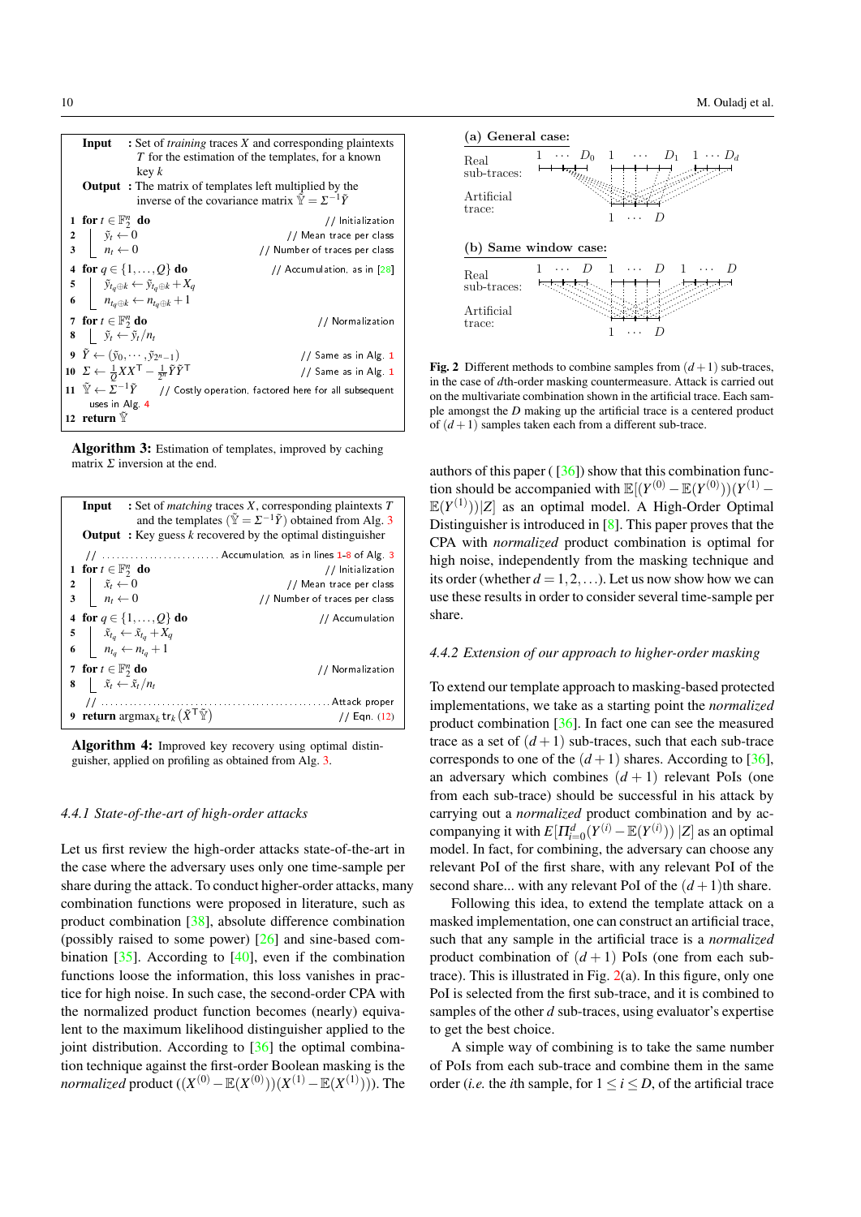```
Input   : Set of training traces X and corresponding plaintexts
          T for the estimation of the templates, for a known
          key k
Output  : The matrix of templates left multiplied by the
          inverse of the covariance matrix 𝕐̃ = Σ^{-1} Ỹ
1  for t ∈ F_2^n do                                   // Initialization
2  |  ỹ_t ← 0                                          // Mean trace per class
3  |  n_t ← 0                                          // Number of traces per class
4  for q ∈ {1,...,Q} do                                // Accumulation, as in [28]
5  |  ỹ_{t_q⊕k} ← ỹ_{t_q⊕k} + X_q
6  |  n_{t_q⊕k} ← n_{t_q⊕k} + 1
7  for t ∈ F_2^n do                                    // Normalization
8  |  ỹ_t ← ỹ_t / n_t
9  Ỹ ← (ỹ_0, ..., ỹ_{2^n−1})                           // Same as in Alg. 1
10 Σ ← (1/Q) X X^T − (1/2^n) Ỹ Ỹ^T                    // Same as in Alg. 1
11 𝕐̃ ← Σ^{-1} Ỹ      // Costly operation, factored here for all subsequent
   uses in Alg. 4
12 return 𝕐̃
```

**Algorithm 3:** Estimation of templates, improved by caching matrix $\Sigma$ inversion at the end.

```
Input   : Set of matching traces X, corresponding plaintexts T
          and the templates (𝕐̃ = Σ^{-1} Ỹ) obtained from Alg. 3
Output  : Key guess k recovered by the optimal distinguisher
// ......................... Accumulation, as in lines 1-8 of Alg. 3
1  for t ∈ F_2^n do                                   // Initialization
2  |  x̃_t ← 0                                          // Mean trace per class
3  |  n_t ← 0                                          // Number of traces per class
4  for q ∈ {1,...,Q} do                                // Accumulation
5  |  x̃_{t_q} ← x̃_{t_q} + X_q
6  |  n_{t_q} ← n_{t_q} + 1
7  for t ∈ F_2^n do                                    // Normalization
8  |  x̃_t ← x̃_t / n_t
// ............................................... Attack proper
9  return argmax_k tr_k (X̃^T 𝕐̃)                       // Eqn. (12)
```

**Algorithm 4:** Improved key recovery using optimal distinguisher, applied on profiling as obtained from Alg. 3.

#### 4.4.1 State-of-the-art of high-order attacks

Let us first review the high-order attacks state-of-the-art in the case where the adversary uses only one time-sample per share during the attack. To conduct higher-order attacks, many combination functions were proposed in literature, such as product combination [38], absolute difference combination (possibly raised to some power) [26] and sine-based combination [35]. According to [40], even if the combination functions loose the information, this loss vanishes in practice for high noise. In such case, the second-order CPA with the normalized product function becomes (nearly) equivalent to the maximum likelihood distinguisher applied to the joint distribution. According to [36] the optimal combination technique against the first-order Boolean masking is the *normalized* product $((X^{(0)} - \mathbb{E}(X^{(0)}))(X^{(1)} - \mathbb{E}(X^{(1)})))$. The authors of this paper ( [36]) show that this combination function should be accompanied with $\mathbb{E}[(Y^{(0)} - \mathbb{E}(Y^{(0)}))(Y^{(1)} - \mathbb{E}(Y^{(1)}))|Z]$ as an optimal model. A High-Order Optimal Distinguisher is introduced in [8]. This paper proves that the CPA with *normalized* product combination is optimal for high noise, independently from the masking technique and its order (whether $d = 1, 2, \ldots$). Let us now show how we can use these results in order to consider several time-sample per share.

**(a) General case:**

Real sub-traces: $1 \cdots D_0$, $1 \cdots D_1$, $1 \cdots D_d$

Artificial trace: $1 \cdots D$

**(b) Same window case:**

Real sub-traces: $1 \cdots D$, $1 \cdots D$, $1 \cdots D$

Artificial trace: $1 \cdots D$

**Fig. 2** Different methods to combine samples from $(d+1)$ sub-traces, in the case of $d$th-order masking countermeasure. Attack is carried out on the multivariate combination shown in the artificial trace. Each sample amongst the $D$ making up the artificial trace is a centered product of $(d+1)$ samples taken each from a different sub-trace.

#### 4.4.2 Extension of our approach to higher-order masking

To extend our template approach to masking-based protected implementations, we take as a starting point the *normalized* product combination [36]. In fact one can see the measured trace as a set of $(d+1)$ sub-traces, such that each sub-trace corresponds to one of the $(d+1)$ shares. According to [36], an adversary which combines $(d+1)$ relevant PoIs (one from each sub-trace) should be successful in his attack by carrying out a *normalized* product combination and by accompanying it with $E[\Pi_{i=0}^{d}(Y^{(i)} - \mathbb{E}(Y^{(i)}))\ |Z]$ as an optimal model. In fact, for combining, the adversary can choose any relevant PoI of the first share, with any relevant PoI of the second share... with any relevant PoI of the $(d+1)$th share.

Following this idea, to extend the template attack on a masked implementation, one can construct an artificial trace, such that any sample in the artificial trace is a *normalized* product combination of $(d+1)$ PoIs (one from each sub-trace). This is illustrated in Fig. 2(a). In this figure, only one PoI is selected from the first sub-trace, and it is combined to samples of the other $d$ sub-traces, using evaluator's expertise to get the best choice.

A simple way of combining is to take the same number of PoIs from each sub-trace and combine them in the same order (*i.e.* the $i$th sample, for $1 \leq i \leq D$, of the artificial trace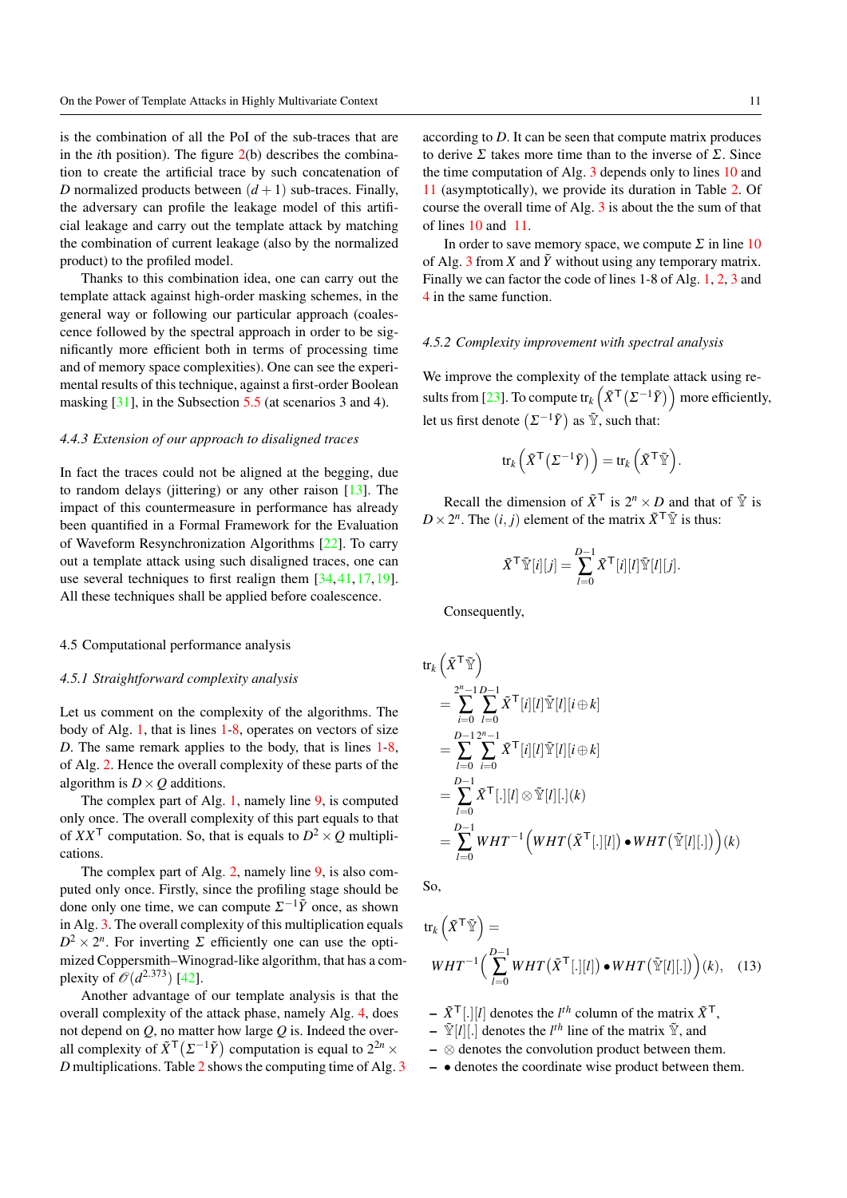is the combination of all the PoI of the sub-traces that are in the $i$th position). The figure 2(b) describes the combination to create the artificial trace by such concatenation of $D$ normalized products between $(d+1)$ sub-traces. Finally, the adversary can profile the leakage model of this artificial leakage and carry out the template attack by matching the combination of current leakage (also by the normalized product) to the profiled model.

Thanks to this combination idea, one can carry out the template attack against high-order masking schemes, in the general way or following our particular approach (coalescence followed by the spectral approach in order to be significantly more efficient both in terms of processing time and of memory space complexities). One can see the experimental results of this technique, against a first-order Boolean masking [31], in the Subsection 5.5 (at scenarios 3 and 4).

### 4.4.3 Extension of our approach to disaligned traces

In fact the traces could not be aligned at the begging, due to random delays (jittering) or any other raison [13]. The impact of this countermeasure in performance has already been quantified in a Formal Framework for the Evaluation of Waveform Resynchronization Algorithms [22]. To carry out a template attack using such disaligned traces, one can use several techniques to first realign them [34, 41, 17, 19]. All these techniques shall be applied before coalescence.

## 4.5 Computational performance analysis

### 4.5.1 Straightforward complexity analysis

Let us comment on the complexity of the algorithms. The body of Alg. 1, that is lines 1-8, operates on vectors of size $D$. The same remark applies to the body, that is lines 1-8, of Alg. 2. Hence the overall complexity of these parts of the algorithm is $D \times Q$ additions.

The complex part of Alg. 1, namely line 9, is computed only once. The overall complexity of this part equals to that of $XX^\mathsf{T}$ computation. So, that is equals to $D^2 \times Q$ multiplications.

The complex part of Alg. 2, namely line 9, is also computed only once. Firstly, since the profiling stage should be done only one time, we can compute $\Sigma^{-1}\tilde{Y}$ once, as shown in Alg. 3. The overall complexity of this multiplication equals $D^2 \times 2^n$. For inverting $\Sigma$ efficiently one can use the optimized Coppersmith–Winograd-like algorithm, that has a complexity of $\mathcal{O}(d^{2.373})$ [42].

Another advantage of our template analysis is that the overall complexity of the attack phase, namely Alg. 4, does not depend on $Q$, no matter how large $Q$ is. Indeed the overall complexity of $\tilde{X}^\mathsf{T}(\Sigma^{-1}\tilde{Y})$ computation is equal to $2^{2n} \times D$ multiplications. Table 2 shows the computing time of Alg. 3 according to $D$. It can be seen that compute matrix produces to derive $\Sigma$ takes more time than to the inverse of $\Sigma$. Since the time computation of Alg. 3 depends only to lines 10 and 11 (asymptotically), we provide its duration in Table 2. Of course the overall time of Alg. 3 is about the the sum of that of lines 10 and 11.

In order to save memory space, we compute $\Sigma$ in line 10 of Alg. 3 from $X$ and $\tilde{Y}$ without using any temporary matrix. Finally we can factor the code of lines 1-8 of Alg. 1, 2, 3 and 4 in the same function.

### 4.5.2 Complexity improvement with spectral analysis

We improve the complexity of the template attack using results from [23]. To compute $\mathrm{tr}_k\left(\tilde{X}^\mathsf{T}(\Sigma^{-1}\tilde{Y})\right)$ more efficiently, let us first denote $\left(\Sigma^{-1}\tilde{Y}\right)$ as $\tilde{\mathbb{Y}}$, such that:

$$\mathrm{tr}_k\left(\tilde{X}^\mathsf{T}(\Sigma^{-1}\tilde{Y})\right) = \mathrm{tr}_k\left(\tilde{X}^\mathsf{T}\tilde{\mathbb{Y}}\right).$$

Recall the dimension of $\tilde{X}^\mathsf{T}$ is $2^n \times D$ and that of $\tilde{\mathbb{Y}}$ is $D \times 2^n$. The $(i, j)$ element of the matrix $\tilde{X}^\mathsf{T}\tilde{\mathbb{Y}}$ is thus:

$$\tilde{X}^\mathsf{T}\tilde{\mathbb{Y}}[i][j] = \sum_{l=0}^{D-1} \tilde{X}^\mathsf{T}[i][l]\tilde{\mathbb{Y}}[l][j].$$

Consequently,

$$\begin{aligned}
&\mathrm{tr}_k\left(\tilde{X}^\mathsf{T}\tilde{\mathbb{Y}}\right) \\
&= \sum_{i=0}^{2^n-1}\sum_{l=0}^{D-1} \tilde{X}^\mathsf{T}[i][l]\tilde{\mathbb{Y}}[l][i \oplus k] \\
&= \sum_{l=0}^{D-1}\sum_{i=0}^{2^n-1} \tilde{X}^\mathsf{T}[i][l]\tilde{\mathbb{Y}}[l][i \oplus k] \\
&= \sum_{l=0}^{D-1} \tilde{X}^\mathsf{T}[.][l] \otimes \tilde{\mathbb{Y}}[l][.](k) \\
&= \sum_{l=0}^{D-1} WHT^{-1}\left(WHT(\tilde{X}^\mathsf{T}[.][l]) \bullet WHT(\tilde{\mathbb{Y}}[l][.])\right)(k)
\end{aligned}$$

So,

$$\mathrm{tr}_k\left(\tilde{X}^\mathsf{T}\tilde{\mathbb{Y}}\right) = WHT^{-1}\left(\sum_{l=0}^{D-1} WHT(\tilde{X}^\mathsf{T}[.][l]) \bullet WHT(\tilde{\mathbb{Y}}[l][.])\right)(k), \quad (13)$$

- $\tilde{X}^\mathsf{T}[.][l]$ denotes the $l^{th}$ column of the matrix $\tilde{X}^\mathsf{T}$,
- $\tilde{\mathbb{Y}}[l][.]$ denotes the $l^{th}$ line of the matrix $\tilde{\mathbb{Y}}$, and
- $\otimes$ denotes the convolution product between them.
- $\bullet$ denotes the coordinate wise product between them.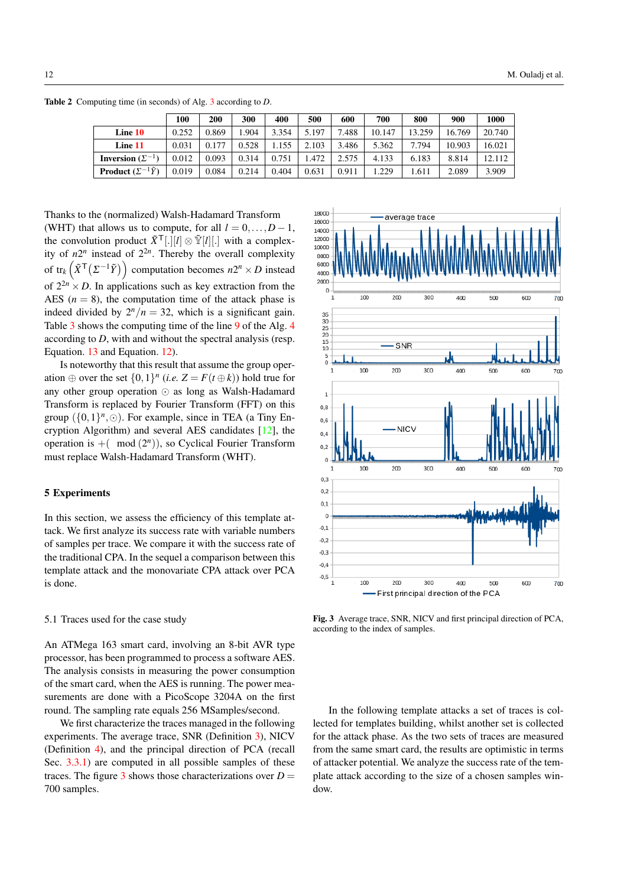**Table 2** Computing time (in seconds) of Alg. 3 according to $D$.

| | 100 | 200 | 300 | 400 | 500 | 600 | 700 | 800 | 900 | 1000 |
|---|---|---|---|---|---|---|---|---|---|---|
| **Line 10** | 0.252 | 0.869 | 1.904 | 3.354 | 5.197 | 7.488 | 10.147 | 13.259 | 16.769 | 20.740 |
| **Line 11** | 0.031 | 0.177 | 0.528 | 1.155 | 2.103 | 3.486 | 5.362 | 7.794 | 10.903 | 16.021 |
| **Inversion ($\Sigma^{-1}$)** | 0.012 | 0.093 | 0.314 | 0.751 | 1.472 | 2.575 | 4.133 | 6.183 | 8.814 | 12.112 |
| **Product ($\Sigma^{-1}\tilde{Y}$)** | 0.019 | 0.084 | 0.214 | 0.404 | 0.631 | 0.911 | 1.229 | 1.611 | 2.089 | 3.909 |

Thanks to the (normalized) Walsh-Hadamard Transform (WHT) that allows us to compute, for all $l = 0, \ldots, D-1$, the convolution product $\tilde{X}^\top[.][l] \otimes \tilde{\mathbb{Y}}[l][.]$ with a complexity of $n2^n$ instead of $2^{2n}$. Thereby the overall complexity of $\mathrm{tr}_k\left(\tilde{X}^\top(\Sigma^{-1}\tilde{Y})\right)$ computation becomes $n2^n \times D$ instead of $2^{2n} \times D$. In applications such as key extraction from the AES ($n = 8$), the computation time of the attack phase is indeed divided by $2^n/n = 32$, which is a significant gain. Table 3 shows the computing time of the line 9 of the Alg. 4 according to $D$, with and without the spectral analysis (resp. Equation. 13 and Equation. 12).

Is noteworthy that this result that assume the group operation $\oplus$ over the set $\{0,1\}^n$ (*i.e.* $Z = F(t \oplus k)$) hold true for any other group operation $\odot$ as long as Walsh-Hadamard Transform is replaced by Fourier Transform (FFT) on this group $(\{0,1\}^n, \odot)$. For example, since in TEA (a Tiny Encryption Algorithm) and several AES candidates [12], the operation is $+(\mod (2^n))$, so Cyclical Fourier Transform must replace Walsh-Hadamard Transform (WHT).

## 5 Experiments

In this section, we assess the efficiency of this template attack. We first analyze its success rate with variable numbers of samples per trace. We compare it with the success rate of the traditional CPA. In the sequel a comparison between this template attack and the monovariate CPA attack over PCA is done.

### 5.1 Traces used for the case study

An ATMega 163 smart card, involving an 8-bit AVR type processor, has been programmed to process a software AES. The analysis consists in measuring the power consumption of the smart card, when the AES is running. The power measurements are done with a PicoScope 3204A on the first round. The sampling rate equals 256 MSamples/second.

We first characterize the traces managed in the following experiments. The average trace, SNR (Definition 3), NICV (Definition 4), and the principal direction of PCA (recall Sec. 3.3.1) are computed in all possible samples of these traces. The figure 3 shows those characterizations over $D = 700$ samples.

**Fig. 3** Average trace, SNR, NICV and first principal direction of PCA, according to the index of samples.

In the following template attacks a set of traces is collected for templates building, whilst another set is collected for the attack phase. As the two sets of traces are measured from the same smart card, the results are optimistic in terms of attacker potential. We analyze the success rate of the template attack according to the size of a chosen samples window.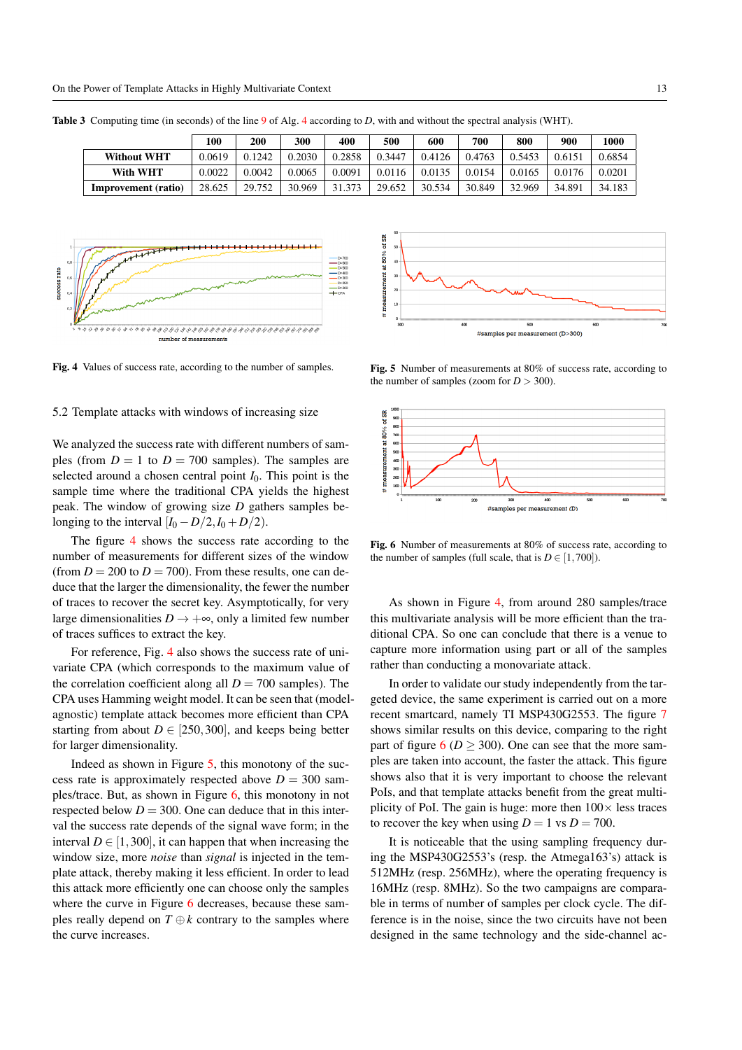**Table 3** Computing time (in seconds) of the line 9 of Alg. 4 according to $D$, with and without the spectral analysis (WHT).

| | 100 | 200 | 300 | 400 | 500 | 600 | 700 | 800 | 900 | 1000 |
|---|---|---|---|---|---|---|---|---|---|---|
| **Without WHT** | 0.0619 | 0.1242 | 0.2030 | 0.2858 | 0.3447 | 0.4126 | 0.4763 | 0.5453 | 0.6151 | 0.6854 |
| **With WHT** | 0.0022 | 0.0042 | 0.0065 | 0.0091 | 0.0116 | 0.0135 | 0.0154 | 0.0165 | 0.0176 | 0.0201 |
| **Improvement (ratio)** | 28.625 | 29.752 | 30.969 | 31.373 | 29.652 | 30.534 | 30.849 | 32.969 | 34.891 | 34.183 |

**Fig. 4** Values of success rate, according to the number of samples.

**Fig. 5** Number of measurements at 80% of success rate, according to the number of samples (zoom for $D > 300$).

**Fig. 6** Number of measurements at 80% of success rate, according to the number of samples (full scale, that is $D \in [1, 700]$).

### 5.2 Template attacks with windows of increasing size

We analyzed the success rate with different numbers of samples (from $D = 1$ to $D = 700$ samples). The samples are selected around a chosen central point $I_0$. This point is the sample time where the traditional CPA yields the highest peak. The window of growing size $D$ gathers samples belonging to the interval $[I_0 - D/2, I_0 + D/2)$.

The figure 4 shows the success rate according to the number of measurements for different sizes of the window (from $D = 200$ to $D = 700$). From these results, one can deduce that the larger the dimensionality, the fewer the number of traces to recover the secret key. Asymptotically, for very large dimensionalities $D \to +\infty$, only a limited few number of traces suffices to extract the key.

For reference, Fig. 4 also shows the success rate of univariate CPA (which corresponds to the maximum value of the correlation coefficient along all $D = 700$ samples). The CPA uses Hamming weight model. It can be seen that (model-agnostic) template attack becomes more efficient than CPA starting from about $D \in [250, 300]$, and keeps being better for larger dimensionality.

Indeed as shown in Figure 5, this monotony of the success rate is approximately respected above $D = 300$ samples/trace. But, as shown in Figure 6, this monotony in not respected below $D = 300$. One can deduce that in this interval the success rate depends of the signal wave form; in the interval $D \in [1, 300]$, it can happen that when increasing the window size, more *noise* than *signal* is injected in the template attack, thereby making it less efficient. In order to lead this attack more efficiently one can choose only the samples where the curve in Figure 6 decreases, because these samples really depend on $T \oplus k$ contrary to the samples where the curve increases.

As shown in Figure 4, from around 280 samples/trace this multivariate analysis will be more efficient than the traditional CPA. So one can conclude that there is a venue to capture more information using part or all of the samples rather than conducting a monovariate attack.

In order to validate our study independently from the targeted device, the same experiment is carried out on a more recent smartcard, namely TI MSP430G2553. The figure 7 shows similar results on this device, comparing to the right part of figure 6 ($D \geq 300$). One can see that the more samples are taken into account, the faster the attack. This figure shows also that it is very important to choose the relevant PoIs, and that template attacks benefit from the great multiplicity of PoI. The gain is huge: more then $100\times$ less traces to recover the key when using $D = 1$ vs $D = 700$.

It is noticeable that the using sampling frequency during the MSP430G2553's (resp. the Atmega163's) attack is 512MHz (resp. 256MHz), where the operating frequency is 16MHz (resp. 8MHz). So the two campaigns are comparable in terms of number of samples per clock cycle. The difference is in the noise, since the two circuits have not been designed in the same technology and the side-channel ac-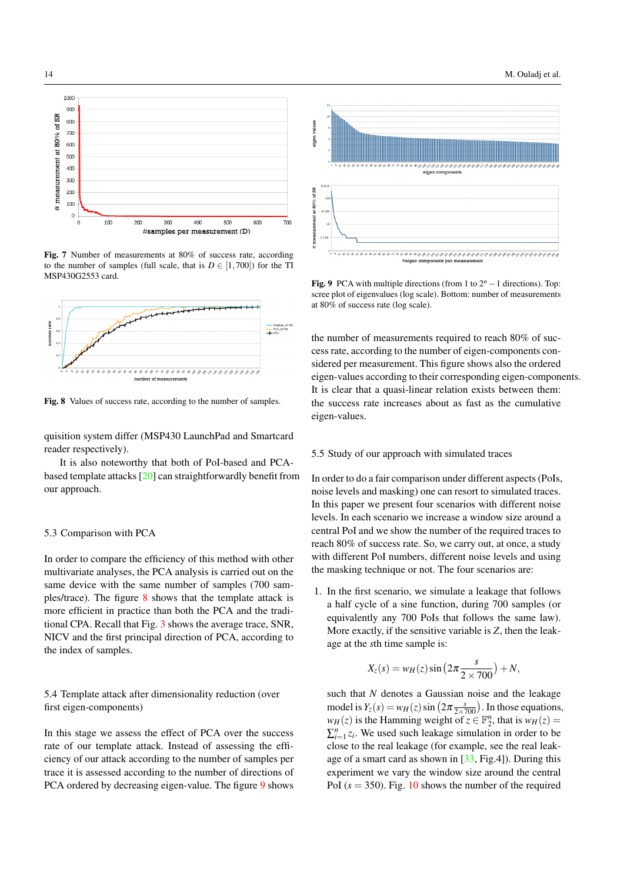**Fig. 7** Number of measurements at 80% of success rate, according to the number of samples (full scale, that is $D \in [1, 700]$) for the TI MSP430G2553 card.

**Fig. 8** Values of success rate, according to the number of samples.

quisition system differ (MSP430 LaunchPad and Smartcard reader respectively).

It is also noteworthy that both of PoI-based and PCA-based template attacks [20] can straightforwardly benefit from our approach.

### 5.3 Comparison with PCA

In order to compare the efficiency of this method with other multivariate analyses, the PCA analysis is carried out on the same device with the same number of samples (700 samples/trace). The figure 8 shows that the template attack is more efficient in practice than both the PCA and the traditional CPA. Recall that Fig. 3 shows the average trace, SNR, NICV and the first principal direction of PCA, according to the index of samples.

### 5.4 Template attack after dimensionality reduction (over first eigen-components)

In this stage we assess the effect of PCA over the success rate of our template attack. Instead of assessing the efficiency of our attack according to the number of samples per trace it is assessed according to the number of directions of PCA ordered by decreasing eigen-value. The figure 9 shows

**Fig. 9** PCA with multiple directions (from 1 to $2^n - 1$ directions). Top: scree plot of eigenvalues (log scale). Bottom: number of measurements at 80% of success rate (log scale).

the number of measurements required to reach 80% of success rate, according to the number of eigen-components considered per measurement. This figure shows also the ordered eigen-values according to their corresponding eigen-components. It is clear that a quasi-linear relation exists between them: the success rate increases about as fast as the cumulative eigen-values.

### 5.5 Study of our approach with simulated traces

In order to do a fair comparison under different aspects (PoIs, noise levels and masking) one can resort to simulated traces. In this paper we present four scenarios with different noise levels. In each scenario we increase a window size around a central PoI and we show the number of measurements to reach 80% of success rate. So, we carry out, at once, a study with different PoI numbers, different noise levels and using the masking technique or not. The four scenarios are:

1. In the first scenario, we simulate a leakage that follows a half cycle of a sine function, during 700 samples (or equivalently any 700 PoIs that follows the same law). More exactly, if the sensitive variable is $Z$, then the leakage at the $s$th time sample is:

$$X_z(s) = w_H(z) \sin\left(2\pi \frac{s}{2 \times 700}\right) + N,$$

such that $N$ denotes a Gaussian noise and the leakage model is $Y_z(s) = w_H(z) \sin\left(2\pi \frac{s}{2\times 700}\right)$. In those equations, $w_H(z)$ is the Hamming weight of $z \in \mathbb{F}_2^n$, that is $w_H(z) = \sum_{i=1}^{n} z_i$. We used such leakage simulation in order to be close to the real leakage (for example, see the real leakage of a smart card as shown in [33, Fig.4]). During this experiment we vary the window size around the central PoI ($s = 350$). Fig. 10 shows the number of the required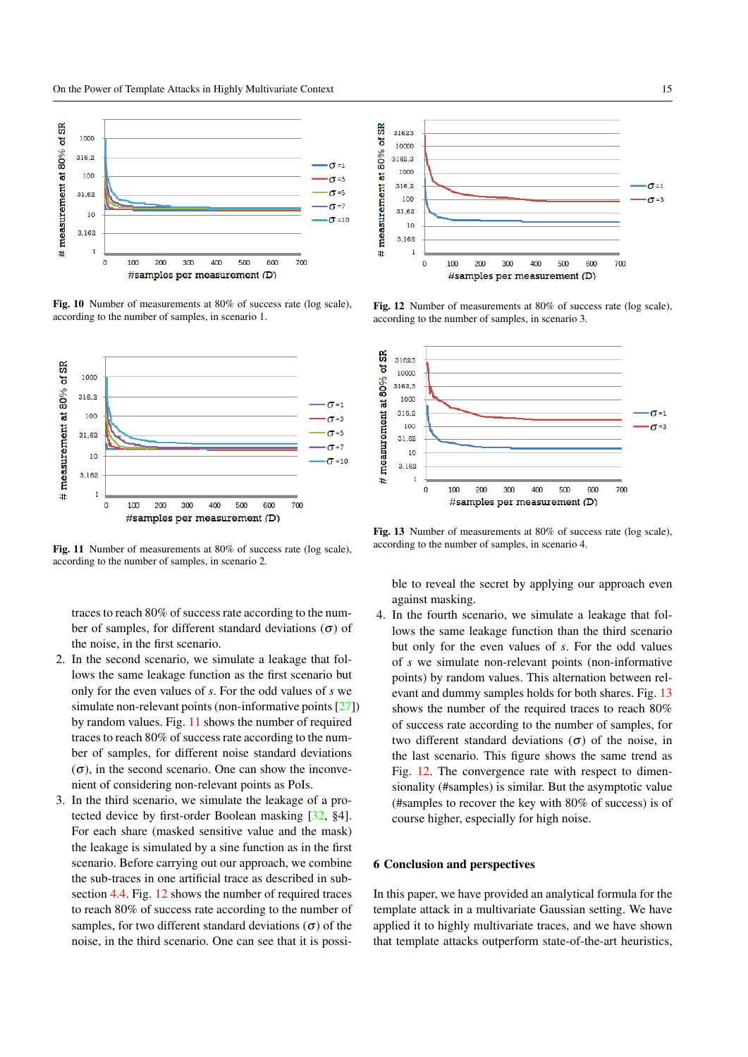Fig. 10 Number of measurements at 80% of success rate (log scale), according to the number of samples, in scenario 1.

Fig. 11 Number of measurements at 80% of success rate (log scale), according to the number of samples, in scenario 2.

traces to reach 80% of success rate according to the number of samples, for different standard deviations ($\sigma$) of the noise, in the first scenario.

2. In the second scenario, we simulate a leakage that follows the same leakage function as the first scenario but only for the even values of $s$. For the odd values of $s$ we simulate non-relevant points (non-informative points [27]) by random values. Fig. 11 shows the number of required traces to reach 80% of success rate according to the number of samples, for different noise standard deviations ($\sigma$), in the second scenario. One can show the inconvenient of considering non-relevant points as PoIs.
3. In the third scenario, we simulate the leakage of a protected device by first-order Boolean masking [32, §4]. For each share (masked sensitive value and the mask) the leakage is simulated by a sine function as in the first scenario. Before carrying out our approach, we combine the sub-traces in one artificial trace as described in subsection 4.4. Fig. 12 shows the number of required traces to reach 80% of success rate according to the number of samples, for two different standard deviations ($\sigma$) of the noise, in the third scenario. One can see that it is possible to reveal the secret by applying our approach even against masking.

Fig. 12 Number of measurements at 80% of success rate (log scale), according to the number of samples, in scenario 3.

Fig. 13 Number of measurements at 80% of success rate (log scale), according to the number of samples, in scenario 4.

4. In the fourth scenario, we simulate a leakage that follows the same leakage function than the third scenario but only for the even values of $s$. For the odd values of $s$ we simulate non-relevant points (non-informative points) by random values. This alternation between relevant and dummy samples holds for both shares. Fig. 13 shows the number of the required traces to reach 80% of success rate according to the number of samples, for two different standard deviations ($\sigma$) of the noise, in the last scenario. This figure shows the same trend as Fig. 12. The convergence rate with respect to dimensionality (#samples) is similar. But the asymptotic value (#samples to recover the key with 80% of success) is of course higher, especially for high noise.

## 6 Conclusion and perspectives

In this paper, we have provided an analytical formula for the template attack in a multivariate Gaussian setting. We have applied it to highly multivariate traces, and we have shown that template attacks outperform state-of-the-art heuristics,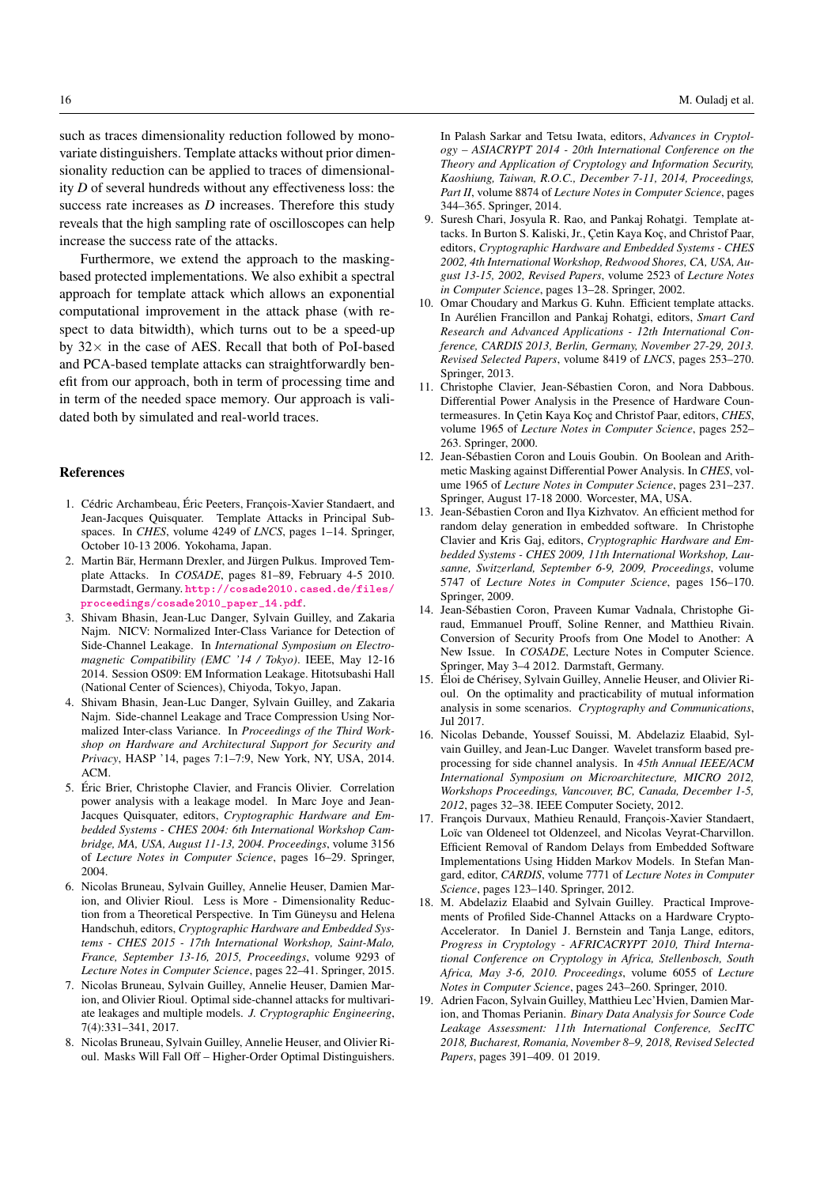such as traces dimensionality reduction followed by monovariate distinguishers. Template attacks without prior dimensionality reduction can be applied to traces of dimensionality $D$ of several hundreds without any effectiveness loss: the success rate increases as $D$ increases. Therefore this study reveals that the high sampling rate of oscilloscopes can help increase the success rate of the attacks.

Furthermore, we extend the approach to the masking-based protected implementations. We also exhibit a spectral approach for template attack which allows an exponential computational improvement in the attack phase (with respect to data bitwidth), which turns out to be a speed-up by $32\times$ in the case of AES. Recall that both of PoI-based and PCA-based template attacks can straightforwardly benefit from our approach, both in term of processing time and in term of the needed space memory. Our approach is validated both by simulated and real-world traces.

## References

1. Cédric Archambeau, Éric Peeters, François-Xavier Standaert, and Jean-Jacques Quisquater. Template Attacks in Principal Subspaces. In *CHES*, volume 4249 of *LNCS*, pages 1–14. Springer, October 10-13 2006. Yokohama, Japan.
2. Martin Bär, Hermann Drexler, and Jürgen Pulkus. Improved Template Attacks. In *COSADE*, pages 81–89, February 4-5 2010. Darmstadt, Germany. http://cosade2010.cased.de/files/proceedings/cosade2010_paper_14.pdf.
3. Shivam Bhasin, Jean-Luc Danger, Sylvain Guilley, and Zakaria Najm. NICV: Normalized Inter-Class Variance for Detection of Side-Channel Leakage. In *International Symposium on Electromagnetic Compatibility (EMC '14 / Tokyo)*. IEEE, May 12-16 2014. Session OS09: EM Information Leakage. Hitotsubashi Hall (National Center of Sciences), Chiyoda, Tokyo, Japan.
4. Shivam Bhasin, Jean-Luc Danger, Sylvain Guilley, and Zakaria Najm. Side-channel Leakage and Trace Compression Using Normalized Inter-class Variance. In *Proceedings of the Third Workshop on Hardware and Architectural Support for Security and Privacy*, HASP '14, pages 7:1–7:9, New York, NY, USA, 2014. ACM.
5. Éric Brier, Christophe Clavier, and Francis Olivier. Correlation power analysis with a leakage model. In Marc Joye and Jean-Jacques Quisquater, editors, *Cryptographic Hardware and Embedded Systems - CHES 2004: 6th International Workshop Cambridge, MA, USA, August 11-13, 2004. Proceedings*, volume 3156 of *Lecture Notes in Computer Science*, pages 16–29. Springer, 2004.
6. Nicolas Bruneau, Sylvain Guilley, Annelie Heuser, Damien Marion, and Olivier Rioul. Less is More - Dimensionality Reduction from a Theoretical Perspective. In Tim Güneysu and Helena Handschuh, editors, *Cryptographic Hardware and Embedded Systems - CHES 2015 - 17th International Workshop, Saint-Malo, France, September 13-16, 2015, Proceedings*, volume 9293 of *Lecture Notes in Computer Science*, pages 22–41. Springer, 2015.
7. Nicolas Bruneau, Sylvain Guilley, Annelie Heuser, Damien Marion, and Olivier Rioul. Optimal side-channel attacks for multivariate leakages and multiple models. *J. Cryptographic Engineering*, 7(4):331–341, 2017.
8. Nicolas Bruneau, Sylvain Guilley, Annelie Heuser, and Olivier Rioul. Masks Will Fall Off – Higher-Order Optimal Distinguishers. In Palash Sarkar and Tetsu Iwata, editors, *Advances in Cryptology – ASIACRYPT 2014 - 20th International Conference on the Theory and Application of Cryptology and Information Security, Kaoshiung, Taiwan, R.O.C., December 7-11, 2014, Proceedings, Part II*, volume 8874 of *Lecture Notes in Computer Science*, pages 344–365. Springer, 2014.
9. Suresh Chari, Josyula R. Rao, and Pankaj Rohatgi. Template attacks. In Burton S. Kaliski, Jr., Çetin Kaya Koç, and Christof Paar, editors, *Cryptographic Hardware and Embedded Systems - CHES 2002, 4th International Workshop, Redwood Shores, CA, USA, August 13-15, 2002, Revised Papers*, volume 2523 of *Lecture Notes in Computer Science*, pages 13–28. Springer, 2002.
10. Omar Choudary and Markus G. Kuhn. Efficient template attacks. In Aurélien Francillon and Pankaj Rohatgi, editors, *Smart Card Research and Advanced Applications - 12th International Conference, CARDIS 2013, Berlin, Germany, November 27-29, 2013. Revised Selected Papers*, volume 8419 of *LNCS*, pages 253–270. Springer, 2013.
11. Christophe Clavier, Jean-Sébastien Coron, and Nora Dabbous. Differential Power Analysis in the Presence of Hardware Countermeasures. In Çetin Kaya Koç and Christof Paar, editors, *CHES*, volume 1965 of *Lecture Notes in Computer Science*, pages 252–263. Springer, 2000.
12. Jean-Sébastien Coron and Louis Goubin. On Boolean and Arithmetic Masking against Differential Power Analysis. In *CHES*, volume 1965 of *Lecture Notes in Computer Science*, pages 231–237. Springer, August 17-18 2000. Worcester, MA, USA.
13. Jean-Sébastien Coron and Ilya Kizhvatov. An efficient method for random delay generation in embedded software. In Christophe Clavier and Kris Gaj, editors, *Cryptographic Hardware and Embedded Systems - CHES 2009, 11th International Workshop, Lausanne, Switzerland, September 6-9, 2009, Proceedings*, volume 5747 of *Lecture Notes in Computer Science*, pages 156–170. Springer, 2009.
14. Jean-Sébastien Coron, Praveen Kumar Vadnala, Christophe Giraud, Emmanuel Prouff, Soline Renner, and Matthieu Rivain. Conversion of Security Proofs from One Model to Another: A New Issue. In *COSADE*, Lecture Notes in Computer Science. Springer, May 3–4 2012. Darmstaft, Germany.
15. Éloi de Chérisey, Sylvain Guilley, Annelie Heuser, and Olivier Rioul. On the optimality and practicability of mutual information analysis in some scenarios. *Cryptography and Communications*, Jul 2017.
16. Nicolas Debande, Youssef Souissi, M. Abdelaziz Elaabid, Sylvain Guilley, and Jean-Luc Danger. Wavelet transform based preprocessing for side channel analysis. In *45th Annual IEEE/ACM International Symposium on Microarchitecture, MICRO 2012, Workshops Proceedings, Vancouver, BC, Canada, December 1-5, 2012*, pages 32–38. IEEE Computer Society, 2012.
17. François Durvaux, Mathieu Renauld, François-Xavier Standaert, Loïc van Oldeneel tot Oldenzeel, and Nicolas Veyrat-Charvillon. Efficient Removal of Random Delays from Embedded Software Implementations Using Hidden Markov Models. In Stefan Mangard, editor, *CARDIS*, volume 7771 of *Lecture Notes in Computer Science*, pages 123–140. Springer, 2012.
18. M. Abdelaziz Elaabid and Sylvain Guilley. Practical Improvements of Profiled Side-Channel Attacks on a Hardware Crypto-Accelerator. In Daniel J. Bernstein and Tanja Lange, editors, *Progress in Cryptology - AFRICACRYPT 2010, Third International Conference on Cryptology in Africa, Stellenbosch, South Africa, May 3-6, 2010. Proceedings*, volume 6055 of *Lecture Notes in Computer Science*, pages 243–260. Springer, 2010.
19. Adrien Facon, Sylvain Guilley, Matthieu Lec'Hvien, Damien Marion, and Thomas Perianin. *Binary Data Analysis for Source Code Leakage Assessment: 11th International Conference, SecITC 2018, Bucharest, Romania, November 8–9, 2018, Revised Selected Papers*, pages 391–409. 01 2019.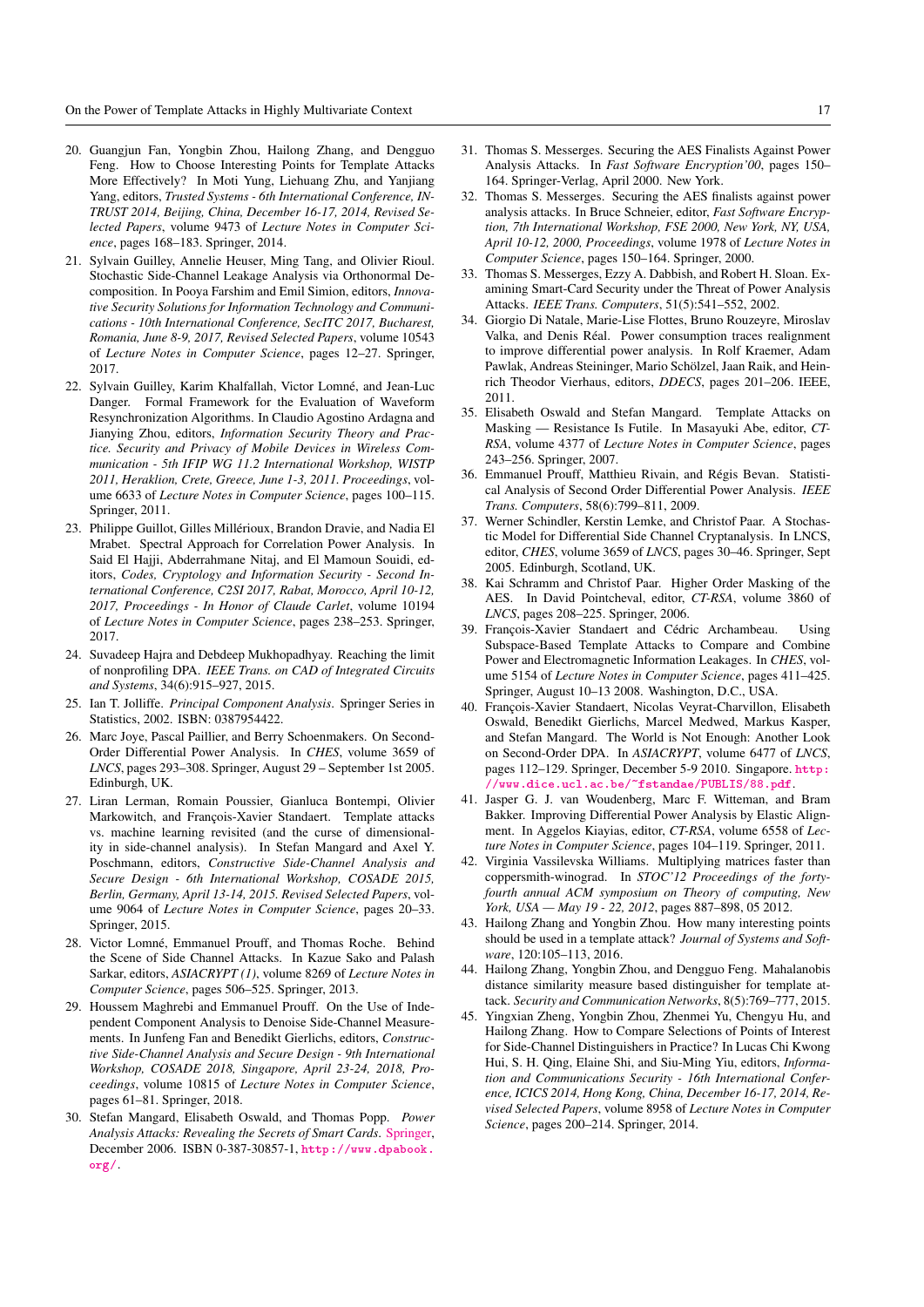20. Guangjun Fan, Yongbin Zhou, Hailong Zhang, and Dengguo Feng. How to Choose Interesting Points for Template Attacks More Effectively? In Moti Yung, Liehuang Zhu, and Yanjiang Yang, editors, *Trusted Systems - 6th International Conference, INTRUST 2014, Beijing, China, December 16-17, 2014, Revised Selected Papers*, volume 9473 of *Lecture Notes in Computer Science*, pages 168–183. Springer, 2014.
21. Sylvain Guilley, Annelie Heuser, Ming Tang, and Olivier Rioul. Stochastic Side-Channel Leakage Analysis via Orthonormal Decomposition. In Pooya Farshim and Emil Simion, editors, *Innovative Security Solutions for Information Technology and Communications - 10th International Conference, SecITC 2017, Bucharest, Romania, June 8-9, 2017, Revised Selected Papers*, volume 10543 of *Lecture Notes in Computer Science*, pages 12–27. Springer, 2017.
22. Sylvain Guilley, Karim Khalfallah, Victor Lomné, and Jean-Luc Danger. Formal Framework for the Evaluation of Waveform Resynchronization Algorithms. In Claudio Agostino Ardagna and Jianying Zhou, editors, *Information Security Theory and Practice. Security and Privacy of Mobile Devices in Wireless Communication - 5th IFIP WG 11.2 International Workshop, WISTP 2011, Heraklion, Crete, Greece, June 1-3, 2011. Proceedings*, volume 6633 of *Lecture Notes in Computer Science*, pages 100–115. Springer, 2011.
23. Philippe Guillot, Gilles Millérioux, Brandon Dravie, and Nadia El Mrabet. Spectral Approach for Correlation Power Analysis. In Said El Hajji, Abderrahmane Nitaj, and El Mamoun Souidi, editors, *Codes, Cryptology and Information Security - Second International Conference, C2SI 2017, Rabat, Morocco, April 10-12, 2017, Proceedings - In Honor of Claude Carlet*, volume 10194 of *Lecture Notes in Computer Science*, pages 238–253. Springer, 2017.
24. Suvadeep Hajra and Debdeep Mukhopadhyay. Reaching the limit of nonprofiling DPA. *IEEE Trans. on CAD of Integrated Circuits and Systems*, 34(6):915–927, 2015.
25. Ian T. Jolliffe. *Principal Component Analysis*. Springer Series in Statistics, 2002. ISBN: 0387954422.
26. Marc Joye, Pascal Paillier, and Berry Schoenmakers. On Second-Order Differential Power Analysis. In *CHES*, volume 3659 of *LNCS*, pages 293–308. Springer, August 29 – September 1st 2005. Edinburgh, UK.
27. Liran Lerman, Romain Poussier, Gianluca Bontempi, Olivier Markowitch, and François-Xavier Standaert. Template attacks vs. machine learning revisited (and the curse of dimensionality in side-channel analysis). In Stefan Mangard and Axel Y. Poschmann, editors, *Constructive Side-Channel Analysis and Secure Design - 6th International Workshop, COSADE 2015, Berlin, Germany, April 13-14, 2015. Revised Selected Papers*, volume 9064 of *Lecture Notes in Computer Science*, pages 20–33. Springer, 2015.
28. Victor Lomné, Emmanuel Prouff, and Thomas Roche. Behind the Scene of Side Channel Attacks. In Kazue Sako and Palash Sarkar, editors, *ASIACRYPT (1)*, volume 8269 of *Lecture Notes in Computer Science*, pages 506–525. Springer, 2013.
29. Houssem Maghrebi and Emmanuel Prouff. On the Use of Independent Component Analysis to Denoise Side-Channel Measurements. In Junfeng Fan and Benedikt Gierlichs, editors, *Constructive Side-Channel Analysis and Secure Design - 9th International Workshop, COSADE 2018, Singapore, April 23-24, 2018, Proceedings*, volume 10815 of *Lecture Notes in Computer Science*, pages 61–81. Springer, 2018.
30. Stefan Mangard, Elisabeth Oswald, and Thomas Popp. *Power Analysis Attacks: Revealing the Secrets of Smart Cards*. Springer, December 2006. ISBN 0-387-30857-1, http://www.dpabook.org/.
31. Thomas S. Messerges. Securing the AES Finalists Against Power Analysis Attacks. In *Fast Software Encryption'00*, pages 150–164. Springer-Verlag, April 2000. New York.
32. Thomas S. Messerges. Securing the AES finalists against power analysis attacks. In Bruce Schneier, editor, *Fast Software Encryption, 7th International Workshop, FSE 2000, New York, NY, USA, April 10-12, 2000, Proceedings*, volume 1978 of *Lecture Notes in Computer Science*, pages 150–164. Springer, 2000.
33. Thomas S. Messerges, Ezzy A. Dabbish, and Robert H. Sloan. Examining Smart-Card Security under the Threat of Power Analysis Attacks. *IEEE Trans. Computers*, 51(5):541–552, 2002.
34. Giorgio Di Natale, Marie-Lise Flottes, Bruno Rouzeyre, Miroslav Valka, and Denis Réal. Power consumption traces realignment to improve differential power analysis. In Rolf Kraemer, Adam Pawlak, Andreas Steininger, Mario Schölzel, Jaan Raik, and Heinrich Theodor Vierhaus, editors, *DDECS*, pages 201–206. IEEE, 2011.
35. Elisabeth Oswald and Stefan Mangard. Template Attacks on Masking — Resistance Is Futile. In Masayuki Abe, editor, *CT-RSA*, volume 4377 of *Lecture Notes in Computer Science*, pages 243–256. Springer, 2007.
36. Emmanuel Prouff, Matthieu Rivain, and Régis Bevan. Statistical Analysis of Second Order Differential Power Analysis. *IEEE Trans. Computers*, 58(6):799–811, 2009.
37. Werner Schindler, Kerstin Lemke, and Christof Paar. A Stochastic Model for Differential Side Channel Cryptanalysis. In LNCS, editor, *CHES*, volume 3659 of *LNCS*, pages 30–46. Springer, Sept 2005. Edinburgh, Scotland, UK.
38. Kai Schramm and Christof Paar. Higher Order Masking of the AES. In David Pointcheval, editor, *CT-RSA*, volume 3860 of *LNCS*, pages 208–225. Springer, 2006.
39. François-Xavier Standaert and Cédric Archambeau. Using Subspace-Based Template Attacks to Compare and Combine Power and Electromagnetic Information Leakages. In *CHES*, volume 5154 of *Lecture Notes in Computer Science*, pages 411–425. Springer, August 10–13 2008. Washington, D.C., USA.
40. François-Xavier Standaert, Nicolas Veyrat-Charvillon, Elisabeth Oswald, Benedikt Gierlichs, Marcel Medwed, Markus Kasper, and Stefan Mangard. The World is Not Enough: Another Look on Second-Order DPA. In *ASIACRYPT*, volume 6477 of *LNCS*, pages 112–129. Springer, December 5-9 2010. Singapore. http://www.dice.ucl.ac.be/~fstandae/PUBLIS/88.pdf.
41. Jasper G. J. van Woudenberg, Marc F. Witteman, and Bram Bakker. Improving Differential Power Analysis by Elastic Alignment. In Aggelos Kiayias, editor, *CT-RSA*, volume 6558 of *Lecture Notes in Computer Science*, pages 104–119. Springer, 2011.
42. Virginia Vassilevska Williams. Multiplying matrices faster than coppersmith-winograd. In *STOC'12 Proceedings of the forty-fourth annual ACM symposium on Theory of computing, New York, USA — May 19 - 22, 2012*, pages 887–898, 05 2012.
43. Hailong Zhang and Yongbin Zhou. How many interesting points should be used in a template attack? *Journal of Systems and Software*, 120:105–113, 2016.
44. Hailong Zhang, Yongbin Zhou, and Dengguo Feng. Mahalanobis distance similarity measure based distinguisher for template attack. *Security and Communication Networks*, 8(5):769–777, 2015.
45. Yingxian Zheng, Yongbin Zhou, Zhenmei Yu, Chengyu Hu, and Hailong Zhang. How to Compare Selections of Points of Interest for Side-Channel Distinguishers in Practice? In Lucas Chi Kwong Hui, S. H. Qing, Elaine Shi, and Siu-Ming Yiu, editors, *Information and Communications Security - 16th International Conference, ICICS 2014, Hong Kong, China, December 16-17, 2014, Revised Selected Papers*, volume 8958 of *Lecture Notes in Computer Science*, pages 200–214. Springer, 2014.